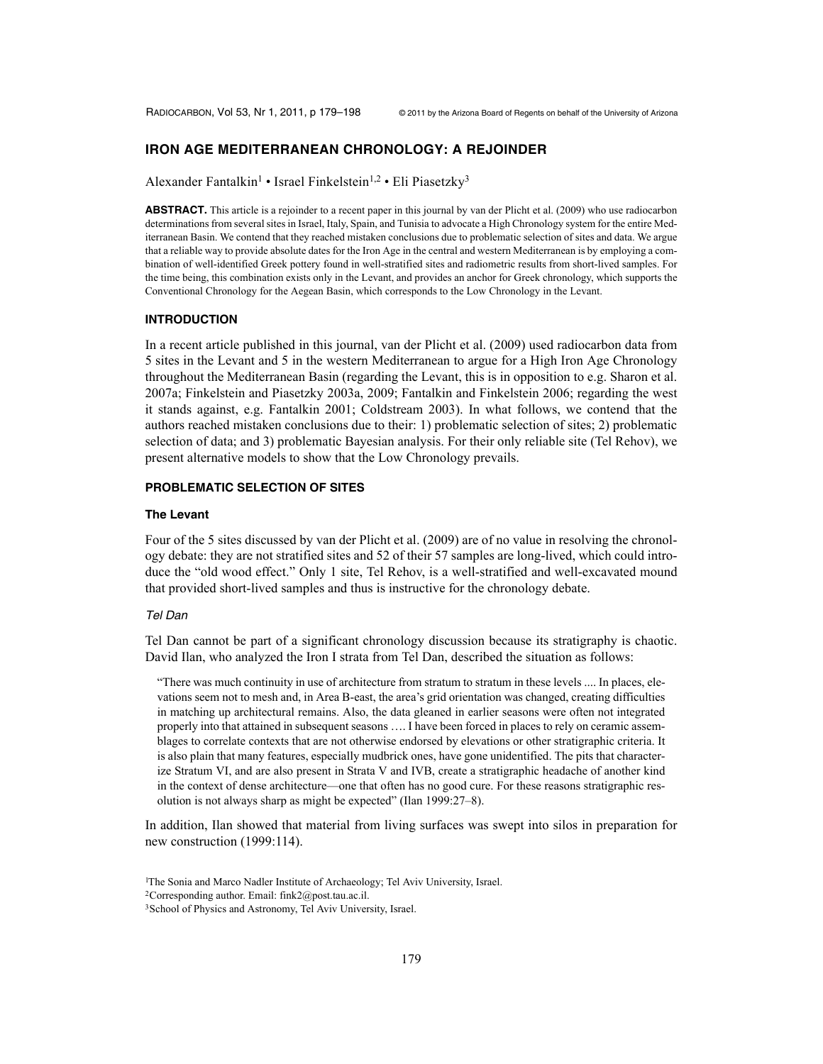# IRON AGE MEDITERRANEAN CHRONOLOGY: A REJOINDER

Alexander Fantalkin[1] • Israel Finkelstein[1,2] • Eli Piasetzky[3]

**ABSTRACT.** This article is a rejoinder to a recent paper in this journal by van der Plicht et al. (2009) who use radiocarbon determinations from several sites in Israel, Italy, Spain, and Tunisia to advocate a High Chronology system for the entire Mediterranean Basin. We contend that they reached mistaken conclusions due to problematic selection of sites and data. We argue that a reliable way to provide absolute dates for the Iron Age in the central and western Mediterranean is by employing a combination of well-identified Greek pottery found in well-stratified sites and radiometric results from short-lived samples. For the time being, this combination exists only in the Levant, and provides an anchor for Greek chronology, which supports the Conventional Chronology for the Aegean Basin, which corresponds to the Low Chronology in the Levant.

## INTRODUCTION

In a recent article published in this journal, van der Plicht et al. (2009) used radiocarbon data from 5 sites in the Levant and 5 in the western Mediterranean to argue for a High Iron Age Chronology throughout the Mediterranean Basin (regarding the Levant, this is in opposition to e.g. Sharon et al. 2007a; Finkelstein and Piasetzky 2003a, 2009; Fantalkin and Finkelstein 2006; regarding the west it stands against, e.g. Fantalkin 2001; Coldstream 2003). In what follows, we contend that the authors reached mistaken conclusions due to their: 1) problematic selection of sites; 2) problematic selection of data; and 3) problematic Bayesian analysis. For their only reliable site (Tel Rehov), we present alternative models to show that the Low Chronology prevails.

## PROBLEMATIC SELECTION OF SITES

### The Levant

Four of the 5 sites discussed by van der Plicht et al. (2009) are of no value in resolving the chronology debate: they are not stratified sites and 52 of their 57 samples are long-lived, which could introduce the "old wood effect." Only 1 site, Tel Rehov, is a well-stratified and well-excavated mound that provided short-lived samples and thus is instructive for the chronology debate.

#### *Tel Dan*

Tel Dan cannot be part of a significant chronology discussion because its stratigraphy is chaotic. David Ilan, who analyzed the Iron I strata from Tel Dan, described the situation as follows:

> "There was much continuity in use of architecture from stratum to stratum in these levels .... In places, elevations seem not to mesh and, in Area B-east, the area's grid orientation was changed, creating difficulties in matching up architectural remains. Also, the data gleaned in earlier seasons were often not integrated properly into that attained in subsequent seasons …. I have been forced in places to rely on ceramic assemblages to correlate contexts that are not otherwise endorsed by elevations or other stratigraphic criteria. It is also plain that many features, especially mudbrick ones, have gone unidentified. The pits that characterize Stratum VI, and are also present in Strata V and IVB, create a stratigraphic headache of another kind in the context of dense architecture—one that often has no good cure. For these reasons stratigraphic resolution is not always sharp as might be expected" (Ilan 1999:27–8).

In addition, Ilan showed that material from living surfaces was swept into silos in preparation for new construction (1999:114).

[1]The Sonia and Marco Nadler Institute of Archaeology; Tel Aviv University, Israel.  
[2]Corresponding author. Email: fink2@post.tau.ac.il.  
[3]School of Physics and Astronomy, Tel Aviv University, Israel.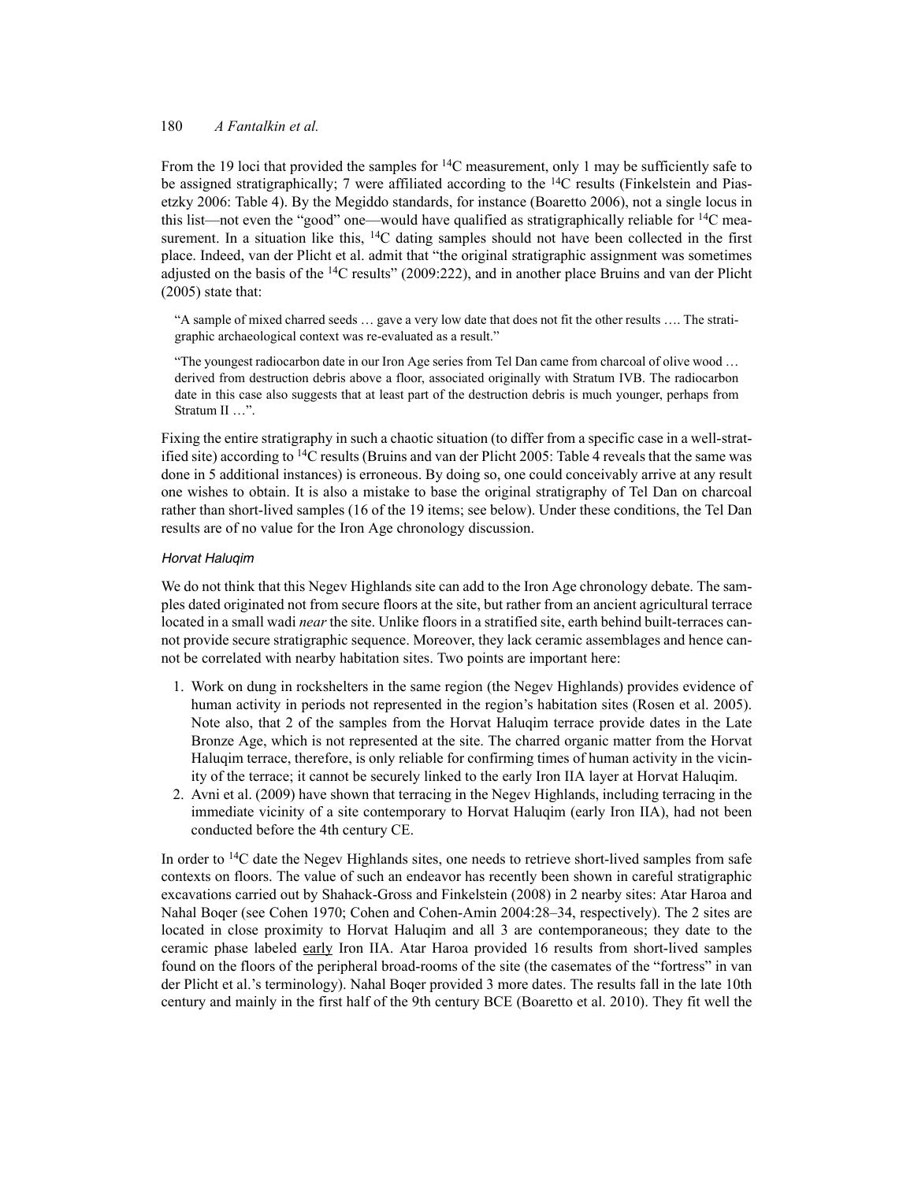From the 19 loci that provided the samples for $^{14}C$ measurement, only 1 may be sufficiently safe to be assigned stratigraphically; 7 were affiliated according to the $^{14}C$ results (Finkelstein and Piasetzky 2006: Table 4). By the Megiddo standards, for instance (Boaretto 2006), not a single locus in this list—not even the "good" one—would have qualified as stratigraphically reliable for $^{14}C$ measurement. In a situation like this, $^{14}C$ dating samples should not have been collected in the first place. Indeed, van der Plicht et al. admit that "the original stratigraphic assignment was sometimes adjusted on the basis of the $^{14}C$ results" (2009:222), and in another place Bruins and van der Plicht (2005) state that:

> "A sample of mixed charred seeds … gave a very low date that does not fit the other results …. The stratigraphic archaeological context was re-evaluated as a result."

> "The youngest radiocarbon date in our Iron Age series from Tel Dan came from charcoal of olive wood … derived from destruction debris above a floor, associated originally with Stratum IVB. The radiocarbon date in this case also suggests that at least part of the destruction debris is much younger, perhaps from Stratum II …".

Fixing the entire stratigraphy in such a chaotic situation (to differ from a specific case in a well-stratified site) according to $^{14}C$ results (Bruins and van der Plicht 2005: Table 4 reveals that the same was done in 5 additional instances) is erroneous. By doing so, one could conceivably arrive at any result one wishes to obtain. It is also a mistake to base the original stratigraphy of Tel Dan on charcoal rather than short-lived samples (16 of the 19 items; see below). Under these conditions, the Tel Dan results are of no value for the Iron Age chronology discussion.

#### *Horvat Haluqim*

We do not think that this Negev Highlands site can add to the Iron Age chronology debate. The samples dated originated not from secure floors at the site, but rather from an ancient agricultural terrace located in a small wadi *near* the site. Unlike floors in a stratified site, earth behind built-terraces cannot provide secure stratigraphic sequence. Moreover, they lack ceramic assemblages and hence cannot be correlated with nearby habitation sites. Two points are important here:

1. Work on dung in rockshelters in the same region (the Negev Highlands) provides evidence of human activity in periods not represented in the region's habitation sites (Rosen et al. 2005). Note also, that 2 of the samples from the Horvat Haluqim terrace provide dates in the Late Bronze Age, which is not represented at the site. The charred organic matter from the Horvat Haluqim terrace, therefore, is only reliable for confirming times of human activity in the vicinity of the terrace; it cannot be securely linked to the early Iron IIA layer at Horvat Haluqim.
2. Avni et al. (2009) have shown that terracing in the Negev Highlands, including terracing in the immediate vicinity of a site contemporary to Horvat Haluqim (early Iron IIA), had not been conducted before the 4th century CE.

In order to $^{14}C$ date the Negev Highlands sites, one needs to retrieve short-lived samples from safe contexts on floors. The value of such an endeavor has recently been shown in careful stratigraphic excavations carried out by Shahack-Gross and Finkelstein (2008) in 2 nearby sites: Atar Haroa and Nahal Boqer (see Cohen 1970; Cohen and Cohen-Amin 2004:28–34, respectively). The 2 sites are located in close proximity to Horvat Haluqim and all 3 are contemporaneous; they date to the ceramic phase labeled early Iron IIA. Atar Haroa provided 16 results from short-lived samples found on the floors of the peripheral broad-rooms of the site (the casemates of the "fortress" in van der Plicht et al.'s terminology). Nahal Boqer provided 3 more dates. The results fall in the late 10th century and mainly in the first half of the 9th century BCE (Boaretto et al. 2010). They fit well the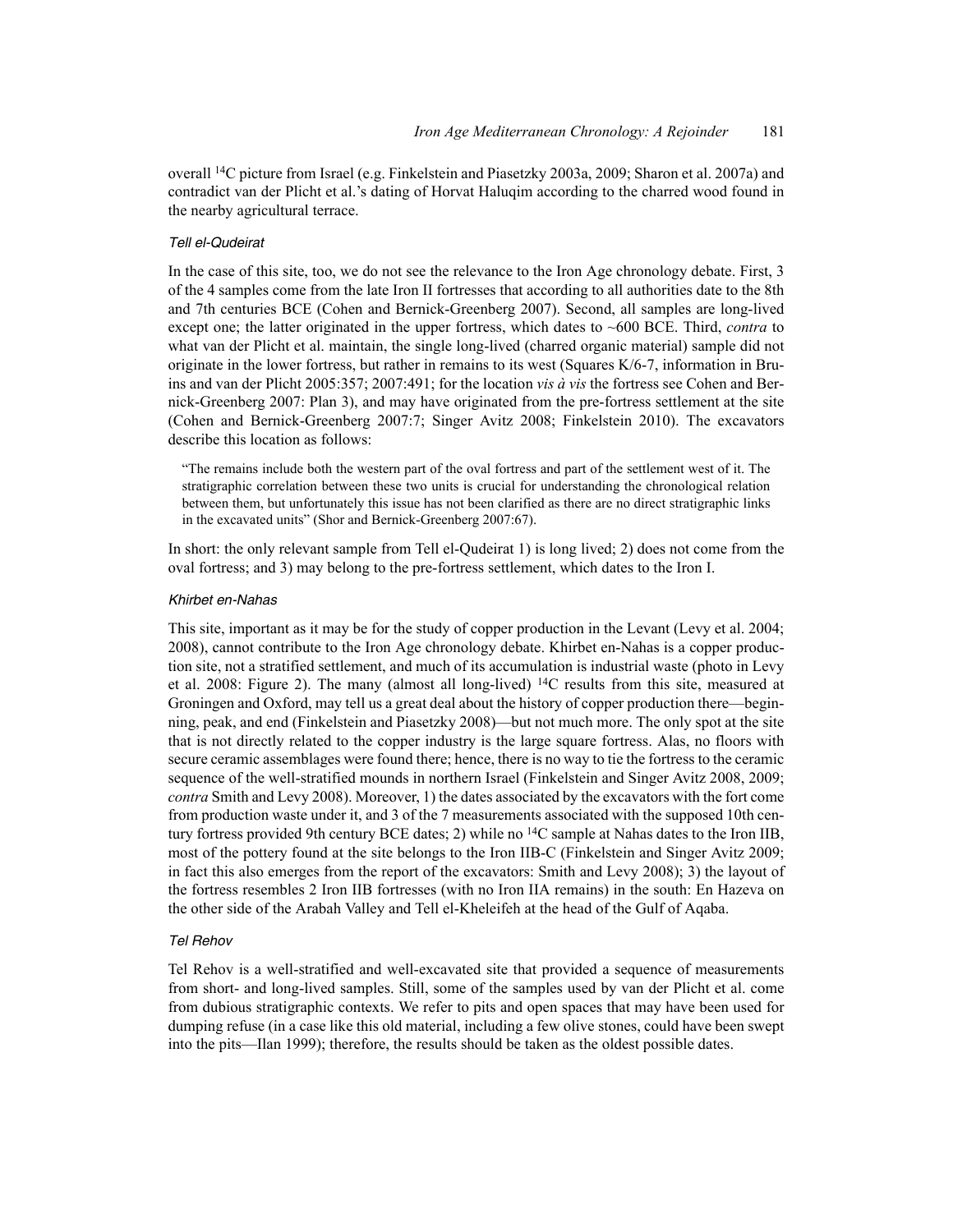overall $^{14}C$ picture from Israel (e.g. Finkelstein and Piasetzky 2003a, 2009; Sharon et al. 2007a) and contradict van der Plicht et al.'s dating of Horvat Haluqim according to the charred wood found in the nearby agricultural terrace.

### *Tell el-Qudeirat*

In the case of this site, too, we do not see the relevance to the Iron Age chronology debate. First, 3 of the 4 samples come from the late Iron II fortresses that according to all authorities date to the 8th and 7th centuries BCE (Cohen and Bernick-Greenberg 2007). Second, all samples are long-lived except one; the latter originated in the upper fortress, which dates to ~600 BCE. Third, *contra* to what van der Plicht et al. maintain, the single long-lived (charred organic material) sample did not originate in the lower fortress, but rather in remains to its west (Squares K/6-7, information in Bruins and van der Plicht 2005:357; 2007:491; for the location *vis à vis* the fortress see Cohen and Bernick-Greenberg 2007: Plan 3), and may have originated from the pre-fortress settlement at the site (Cohen and Bernick-Greenberg 2007:7; Singer Avitz 2008; Finkelstein 2010). The excavators describe this location as follows:

> "The remains include both the western part of the oval fortress and part of the settlement west of it. The stratigraphic correlation between these two units is crucial for understanding the chronological relation between them, but unfortunately this issue has not been clarified as there are no direct stratigraphic links in the excavated units" (Shor and Bernick-Greenberg 2007:67).

In short: the only relevant sample from Tell el-Qudeirat 1) is long lived; 2) does not come from the oval fortress; and 3) may belong to the pre-fortress settlement, which dates to the Iron I.

### *Khirbet en-Nahas*

This site, important as it may be for the study of copper production in the Levant (Levy et al. 2004; 2008), cannot contribute to the Iron Age chronology debate. Khirbet en-Nahas is a copper production site, not a stratified settlement, and much of its accumulation is industrial waste (photo in Levy et al. 2008: Figure 2). The many (almost all long-lived) $^{14}C$ results from this site, measured at Groningen and Oxford, may tell us a great deal about the history of copper production there—beginning, peak, and end (Finkelstein and Piasetzky 2008)—but not much more. The only spot at the site that is not directly related to the copper industry is the large square fortress. Alas, no floors with secure ceramic assemblages were found there; hence, there is no way to tie the fortress to the ceramic sequence of the well-stratified mounds in northern Israel (Finkelstein and Singer Avitz 2008, 2009; *contra* Smith and Levy 2008). Moreover, 1) the dates associated by the excavators with the fort come from production waste under it, and 3 of the 7 measurements associated with the supposed 10th century fortress provided 9th century BCE dates; 2) while no $^{14}C$ sample at Nahas dates to the Iron IIB, most of the pottery found at the site belongs to the Iron IIB-C (Finkelstein and Singer Avitz 2009; in fact this also emerges from the report of the excavators: Smith and Levy 2008); 3) the layout of the fortress resembles 2 Iron IIB fortresses (with no Iron IIA remains) in the south: En Hazeva on the other side of the Arabah Valley and Tell el-Kheleifeh at the head of the Gulf of Aqaba.

### *Tel Rehov*

Tel Rehov is a well-stratified and well-excavated site that provided a sequence of measurements from short- and long-lived samples. Still, some of the samples used by van der Plicht et al. come from dubious stratigraphic contexts. We refer to pits and open spaces that may have been used for dumping refuse (in a case like this old material, including a few olive stones, could have been swept into the pits—Ilan 1999); therefore, the results should be taken as the oldest possible dates.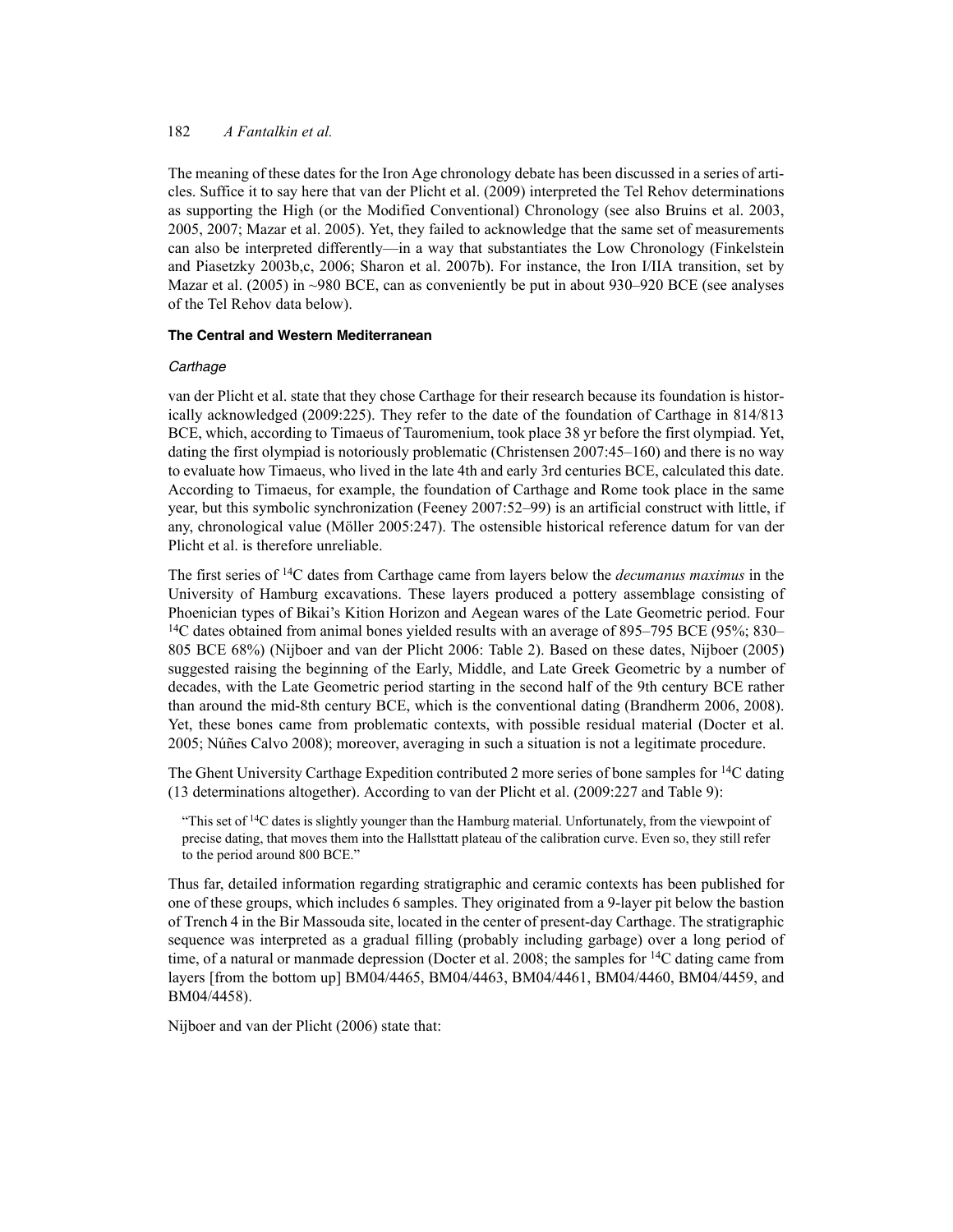The meaning of these dates for the Iron Age chronology debate has been discussed in a series of articles. Suffice it to say here that van der Plicht et al. (2009) interpreted the Tel Rehov determinations as supporting the High (or the Modified Conventional) Chronology (see also Bruins et al. 2003, 2005, 2007; Mazar et al. 2005). Yet, they failed to acknowledge that the same set of measurements can also be interpreted differently—in a way that substantiates the Low Chronology (Finkelstein and Piasetzky 2003b,c, 2006; Sharon et al. 2007b). For instance, the Iron I/IIA transition, set by Mazar et al. (2005) in ~980 BCE, can as conveniently be put in about 930–920 BCE (see analyses of the Tel Rehov data below).

#### The Central and Western Mediterranean

##### *Carthage*

van der Plicht et al. state that they chose Carthage for their research because its foundation is historically acknowledged (2009:225). They refer to the date of the foundation of Carthage in 814/813 BCE, which, according to Timaeus of Tauromenium, took place 38 yr before the first olympiad. Yet, dating the first olympiad is notoriously problematic (Christensen 2007:45–160) and there is no way to evaluate how Timaeus, who lived in the late 4th and early 3rd centuries BCE, calculated this date. According to Timaeus, for example, the foundation of Carthage and Rome took place in the same year, but this symbolic synchronization (Feeney 2007:52–99) is an artificial construct with little, if any, chronological value (Möller 2005:247). The ostensible historical reference datum for van der Plicht et al. is therefore unreliable.

The first series of $^{14}$C dates from Carthage came from layers below the *decumanus maximus* in the University of Hamburg excavations. These layers produced a pottery assemblage consisting of Phoenician types of Bikai's Kition Horizon and Aegean wares of the Late Geometric period. Four $^{14}$C dates obtained from animal bones yielded results with an average of 895–795 BCE (95%; 830–805 BCE 68%) (Nijboer and van der Plicht 2006: Table 2). Based on these dates, Nijboer (2005) suggested raising the beginning of the Early, Middle, and Late Greek Geometric by a number of decades, with the Late Geometric period starting in the second half of the 9th century BCE rather than around the mid-8th century BCE, which is the conventional dating (Brandherm 2006, 2008). Yet, these bones came from problematic contexts, with possible residual material (Docter et al. 2005; Núñes Calvo 2008); moreover, averaging in such a situation is not a legitimate procedure.

The Ghent University Carthage Expedition contributed 2 more series of bone samples for $^{14}$C dating (13 determinations altogether). According to van der Plicht et al. (2009:227 and Table 9):

> "This set of $^{14}$C dates is slightly younger than the Hamburg material. Unfortunately, from the viewpoint of precise dating, that moves them into the Hallsttatt plateau of the calibration curve. Even so, they still refer to the period around 800 BCE."

Thus far, detailed information regarding stratigraphic and ceramic contexts has been published for one of these groups, which includes 6 samples. They originated from a 9-layer pit below the bastion of Trench 4 in the Bir Massouda site, located in the center of present-day Carthage. The stratigraphic sequence was interpreted as a gradual filling (probably including garbage) over a long period of time, of a natural or manmade depression (Docter et al. 2008; the samples for $^{14}$C dating came from layers [from the bottom up] BM04/4465, BM04/4463, BM04/4461, BM04/4460, BM04/4459, and BM04/4458).

Nijboer and van der Plicht (2006) state that: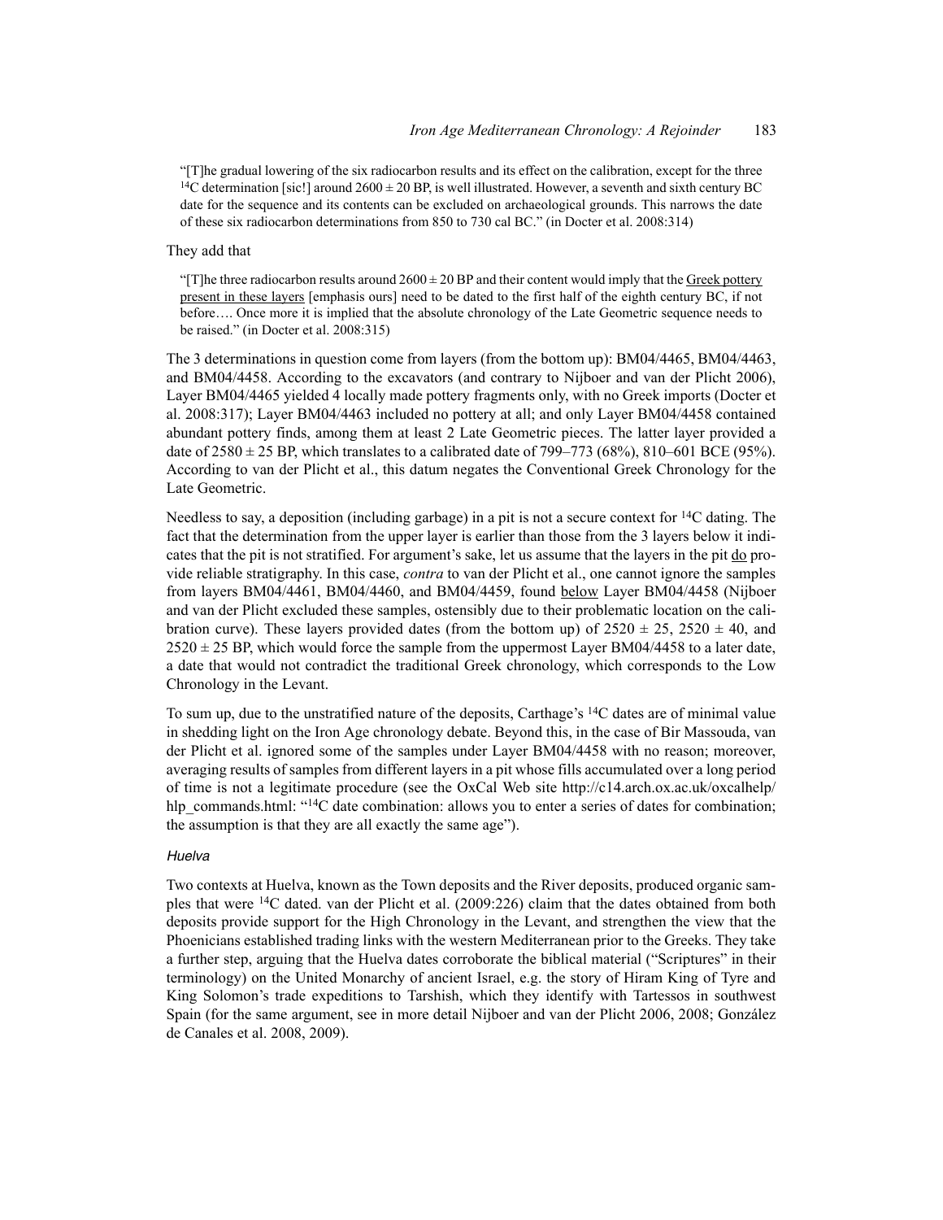> "[T]he gradual lowering of the six radiocarbon results and its effect on the calibration, except for the three $^{14}C$ determination [sic!] around 2600 ± 20 BP, is well illustrated. However, a seventh and sixth century BC date for the sequence and its contents can be excluded on archaeological grounds. This narrows the date of these six radiocarbon determinations from 850 to 730 cal BC." (in Docter et al. 2008:314)

They add that

> "[T]he three radiocarbon results around 2600 ± 20 BP and their content would imply that the <u>Greek pottery present in these layers</u> [emphasis ours] need to be dated to the first half of the eighth century BC, if not before…. Once more it is implied that the absolute chronology of the Late Geometric sequence needs to be raised." (in Docter et al. 2008:315)

The 3 determinations in question come from layers (from the bottom up): BM04/4465, BM04/4463, and BM04/4458. According to the excavators (and contrary to Nijboer and van der Plicht 2006), Layer BM04/4465 yielded 4 locally made pottery fragments only, with no Greek imports (Docter et al. 2008:317); Layer BM04/4463 included no pottery at all; and only Layer BM04/4458 contained abundant pottery finds, among them at least 2 Late Geometric pieces. The latter layer provided a date of 2580 ± 25 BP, which translates to a calibrated date of 799–773 (68%), 810–601 BCE (95%). According to van der Plicht et al., this datum negates the Conventional Greek Chronology for the Late Geometric.

Needless to say, a deposition (including garbage) in a pit is not a secure context for $^{14}C$ dating. The fact that the determination from the upper layer is earlier than those from the 3 layers below it indicates that the pit is not stratified. For argument's sake, let us assume that the layers in the pit <u>do</u> provide reliable stratigraphy. In this case, *contra* to van der Plicht et al., one cannot ignore the samples from layers BM04/4461, BM04/4460, and BM04/4459, found <u>below</u> Layer BM04/4458 (Nijboer and van der Plicht excluded these samples, ostensibly due to their problematic location on the calibration curve). These layers provided dates (from the bottom up) of 2520 ± 25, 2520 ± 40, and 2520 ± 25 BP, which would force the sample from the uppermost Layer BM04/4458 to a later date, a date that would not contradict the traditional Greek chronology, which corresponds to the Low Chronology in the Levant.

To sum up, due to the unstratified nature of the deposits, Carthage's $^{14}C$ dates are of minimal value in shedding light on the Iron Age chronology debate. Beyond this, in the case of Bir Massouda, van der Plicht et al. ignored some of the samples under Layer BM04/4458 with no reason; moreover, averaging results of samples from different layers in a pit whose fills accumulated over a long period of time is not a legitimate procedure (see the OxCal Web site http://c14.arch.ox.ac.uk/oxcalhelp/hlp_commands.html: "$^{14}C$ date combination: allows you to enter a series of dates for combination; the assumption is that they are all exactly the same age").

### *Huelva*

Two contexts at Huelva, known as the Town deposits and the River deposits, produced organic samples that were $^{14}C$ dated. van der Plicht et al. (2009:226) claim that the dates obtained from both deposits provide support for the High Chronology in the Levant, and strengthen the view that the Phoenicians established trading links with the western Mediterranean prior to the Greeks. They take a further step, arguing that the Huelva dates corroborate the biblical material ("Scriptures" in their terminology) on the United Monarchy of ancient Israel, e.g. the story of Hiram King of Tyre and King Solomon's trade expeditions to Tarshish, which they identify with Tartessos in southwest Spain (for the same argument, see in more detail Nijboer and van der Plicht 2006, 2008; González de Canales et al. 2008, 2009).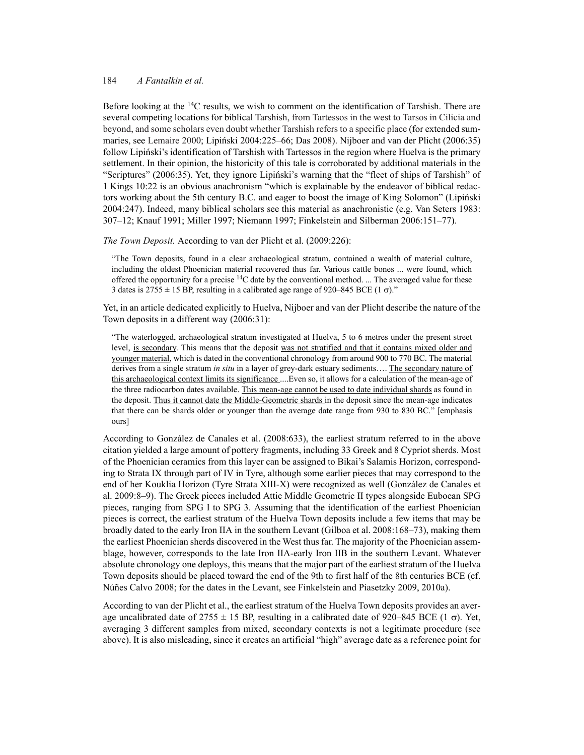Before looking at the $^{14}C$ results, we wish to comment on the identification of Tarshish. There are several competing locations for biblical Tarshish, from Tartessos in the west to Tarsos in Cilicia and beyond, and some scholars even doubt whether Tarshish refers to a specific place (for extended summaries, see Lemaire 2000; Lipiński 2004:225–66; Das 2008). Nijboer and van der Plicht (2006:35) follow Lipiński's identification of Tarshish with Tartessos in the region where Huelva is the primary settlement. In their opinion, the historicity of this tale is corroborated by additional materials in the "Scriptures" (2006:35). Yet, they ignore Lipiński's warning that the "fleet of ships of Tarshish" of 1 Kings 10:22 is an obvious anachronism "which is explainable by the endeavor of biblical redactors working about the 5th century B.C. and eager to boost the image of King Solomon" (Lipiński 2004:247). Indeed, many biblical scholars see this material as anachronistic (e.g. Van Seters 1983: 307–12; Knauf 1991; Miller 1997; Niemann 1997; Finkelstein and Silberman 2006:151–77).

*The Town Deposit.* According to van der Plicht et al. (2009:226):

> "The Town deposits, found in a clear archaeological stratum, contained a wealth of material culture, including the oldest Phoenician material recovered thus far. Various cattle bones ... were found, which offered the opportunity for a precise $^{14}C$ date by the conventional method. ... The averaged value for these 3 dates is $2755 \pm 15$ BP, resulting in a calibrated age range of 920–845 BCE (1 $\sigma$)."

Yet, in an article dedicated explicitly to Huelva, Nijboer and van der Plicht describe the nature of the Town deposits in a different way (2006:31):

> "The waterlogged, archaeological stratum investigated at Huelva, 5 to 6 metres under the present street level, <u>is secondary</u>. This means that the deposit <u>was not stratified and that it contains mixed older and younger material</u>, which is dated in the conventional chronology from around 900 to 770 BC. The material derives from a single stratum *in situ* in a layer of grey-dark estuary sediments…. <u>The secondary nature of this archaeological context limits its significance</u> ....Even so, it allows for a calculation of the mean-age of the three radiocarbon dates available. <u>This mean-age cannot be used to date individual shards</u> as found in the deposit. <u>Thus it cannot date the Middle-Geometric shards</u> in the deposit since the mean-age indicates that there can be shards older or younger than the average date range from 930 to 830 BC." [emphasis ours]

According to González de Canales et al. (2008:633), the earliest stratum referred to in the above citation yielded a large amount of pottery fragments, including 33 Greek and 8 Cypriot sherds. Most of the Phoenician ceramics from this layer can be assigned to Bikai's Salamis Horizon, corresponding to Strata IX through part of IV in Tyre, although some earlier pieces that may correspond to the end of her Kouklia Horizon (Tyre Strata XIII-X) were recognized as well (González de Canales et al. 2009:8–9). The Greek pieces included Attic Middle Geometric II types alongside Euboean SPG pieces, ranging from SPG I to SPG 3. Assuming that the identification of the earliest Phoenician pieces is correct, the earliest stratum of the Huelva Town deposits include a few items that may be broadly dated to the early Iron IIA in the southern Levant (Gilboa et al. 2008:168–73), making them the earliest Phoenician sherds discovered in the West thus far. The majority of the Phoenician assemblage, however, corresponds to the late Iron IIA-early Iron IIB in the southern Levant. Whatever absolute chronology one deploys, this means that the major part of the earliest stratum of the Huelva Town deposits should be placed toward the end of the 9th to first half of the 8th centuries BCE (cf. Núñes Calvo 2008; for the dates in the Levant, see Finkelstein and Piasetzky 2009, 2010a).

According to van der Plicht et al., the earliest stratum of the Huelva Town deposits provides an average uncalibrated date of $2755 \pm 15$ BP, resulting in a calibrated date of 920–845 BCE (1 $\sigma$). Yet, averaging 3 different samples from mixed, secondary contexts is not a legitimate procedure (see above). It is also misleading, since it creates an artificial "high" average date as a reference point for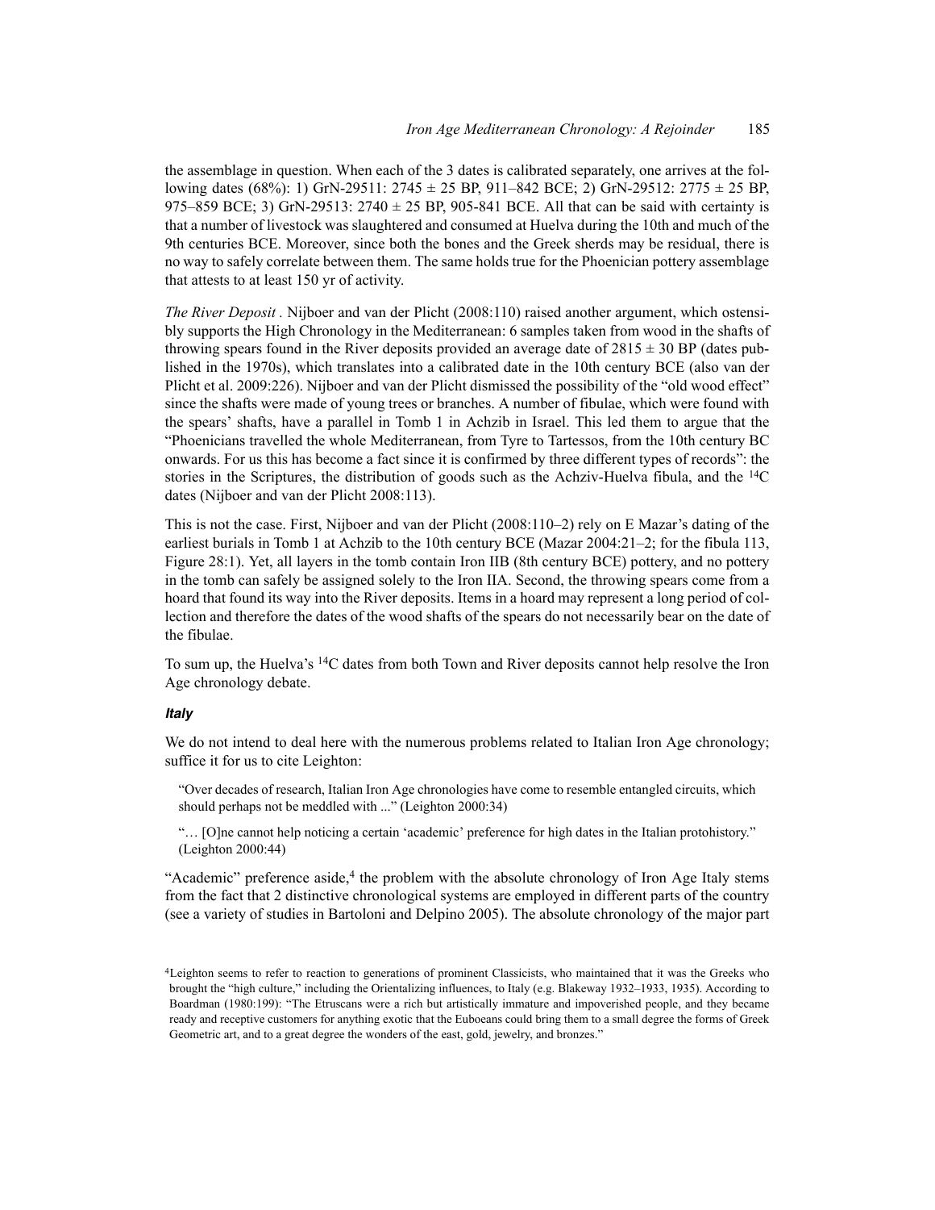the assemblage in question. When each of the 3 dates is calibrated separately, one arrives at the following dates (68%): 1) GrN-29511: 2745 ± 25 BP, 911–842 BCE; 2) GrN-29512: 2775 ± 25 BP, 975–859 BCE; 3) GrN-29513: 2740 ± 25 BP, 905-841 BCE. All that can be said with certainty is that a number of livestock was slaughtered and consumed at Huelva during the 10th and much of the 9th centuries BCE. Moreover, since both the bones and the Greek sherds may be residual, there is no way to safely correlate between them. The same holds true for the Phoenician pottery assemblage that attests to at least 150 yr of activity.

*The River Deposit* . Nijboer and van der Plicht (2008:110) raised another argument, which ostensibly supports the High Chronology in the Mediterranean: 6 samples taken from wood in the shafts of throwing spears found in the River deposits provided an average date of 2815 ± 30 BP (dates published in the 1970s), which translates into a calibrated date in the 10th century BCE (also van der Plicht et al. 2009:226). Nijboer and van der Plicht dismissed the possibility of the "old wood effect" since the shafts were made of young trees or branches. A number of fibulae, which were found with the spears' shafts, have a parallel in Tomb 1 in Achzib in Israel. This led them to argue that the "Phoenicians travelled the whole Mediterranean, from Tyre to Tartessos, from the 10th century BC onwards. For us this has become a fact since it is confirmed by three different types of records": the stories in the Scriptures, the distribution of goods such as the Achziv-Huelva fibula, and the $^{14}C$ dates (Nijboer and van der Plicht 2008:113).

This is not the case. First, Nijboer and van der Plicht (2008:110–2) rely on E Mazar's dating of the earliest burials in Tomb 1 at Achzib to the 10th century BCE (Mazar 2004:21–2; for the fibula 113, Figure 28:1). Yet, all layers in the tomb contain Iron IIB (8th century BCE) pottery, and no pottery in the tomb can safely be assigned solely to the Iron IIA. Second, the throwing spears come from a hoard that found its way into the River deposits. Items in a hoard may represent a long period of collection and therefore the dates of the wood shafts of the spears do not necessarily bear on the date of the fibulae.

To sum up, the Huelva's $^{14}C$ dates from both Town and River deposits cannot help resolve the Iron Age chronology debate.

#### *Italy*

We do not intend to deal here with the numerous problems related to Italian Iron Age chronology; suffice it for us to cite Leighton:

> "Over decades of research, Italian Iron Age chronologies have come to resemble entangled circuits, which should perhaps not be meddled with ..." (Leighton 2000:34)
>
> "… [O]ne cannot help noticing a certain 'academic' preference for high dates in the Italian protohistory." (Leighton 2000:44)

"Academic" preference aside,[4] the problem with the absolute chronology of Iron Age Italy stems from the fact that 2 distinctive chronological systems are employed in different parts of the country (see a variety of studies in Bartoloni and Delpino 2005). The absolute chronology of the major part

[4]Leighton seems to refer to reaction to generations of prominent Classicists, who maintained that it was the Greeks who brought the "high culture," including the Orientalizing influences, to Italy (e.g. Blakeway 1932–1933, 1935). According to Boardman (1980:199): "The Etruscans were a rich but artistically immature and impoverished people, and they became ready and receptive customers for anything exotic that the Euboeans could bring them to a small degree the forms of Greek Geometric art, and to a great degree the wonders of the east, gold, jewelry, and bronzes."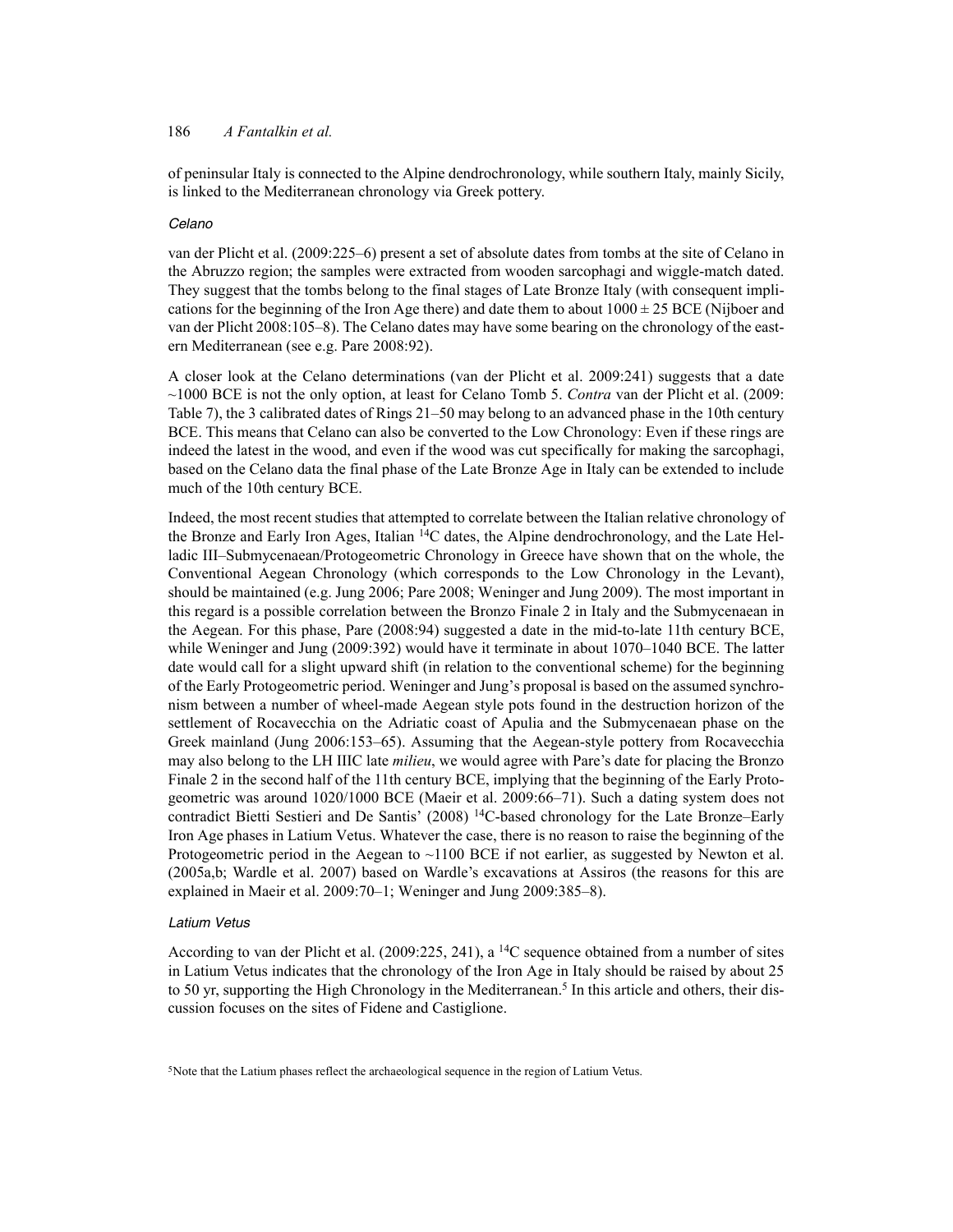of peninsular Italy is connected to the Alpine dendrochronology, while southern Italy, mainly Sicily, is linked to the Mediterranean chronology via Greek pottery.

### *Celano*

van der Plicht et al. (2009:225–6) present a set of absolute dates from tombs at the site of Celano in the Abruzzo region; the samples were extracted from wooden sarcophagi and wiggle-match dated. They suggest that the tombs belong to the final stages of Late Bronze Italy (with consequent implications for the beginning of the Iron Age there) and date them to about $1000 \pm 25$ BCE (Nijboer and van der Plicht 2008:105–8). The Celano dates may have some bearing on the chronology of the eastern Mediterranean (see e.g. Pare 2008:92).

A closer look at the Celano determinations (van der Plicht et al. 2009:241) suggests that a date ~1000 BCE is not the only option, at least for Celano Tomb 5. *Contra* van der Plicht et al. (2009: Table 7), the 3 calibrated dates of Rings 21–50 may belong to an advanced phase in the 10th century BCE. This means that Celano can also be converted to the Low Chronology: Even if these rings are indeed the latest in the wood, and even if the wood was cut specifically for making the sarcophagi, based on the Celano data the final phase of the Late Bronze Age in Italy can be extended to include much of the 10th century BCE.

Indeed, the most recent studies that attempted to correlate between the Italian relative chronology of the Bronze and Early Iron Ages, Italian $^{14}$C dates, the Alpine dendrochronology, and the Late Helladic III–Submycenaean/Protogeometric Chronology in Greece have shown that on the whole, the Conventional Aegean Chronology (which corresponds to the Low Chronology in the Levant), should be maintained (e.g. Jung 2006; Pare 2008; Weninger and Jung 2009). The most important in this regard is a possible correlation between the Bronzo Finale 2 in Italy and the Submycenaean in the Aegean. For this phase, Pare (2008:94) suggested a date in the mid-to-late 11th century BCE, while Weninger and Jung (2009:392) would have it terminate in about 1070–1040 BCE. The latter date would call for a slight upward shift (in relation to the conventional scheme) for the beginning of the Early Protogeometric period. Weninger and Jung's proposal is based on the assumed synchronism between a number of wheel-made Aegean style pots found in the destruction horizon of the settlement of Rocavecchia on the Adriatic coast of Apulia and the Submycenaean phase on the Greek mainland (Jung 2006:153–65). Assuming that the Aegean-style pottery from Rocavecchia may also belong to the LH IIIC late *milieu*, we would agree with Pare's date for placing the Bronzo Finale 2 in the second half of the 11th century BCE, implying that the beginning of the Early Protogeometric was around 1020/1000 BCE (Maeir et al. 2009:66–71). Such a dating system does not contradict Bietti Sestieri and De Santis' (2008) $^{14}$C-based chronology for the Late Bronze–Early Iron Age phases in Latium Vetus. Whatever the case, there is no reason to raise the beginning of the Protogeometric period in the Aegean to ~1100 BCE if not earlier, as suggested by Newton et al. (2005a,b; Wardle et al. 2007) based on Wardle's excavations at Assiros (the reasons for this are explained in Maeir et al. 2009:70–1; Weninger and Jung 2009:385–8).

### *Latium Vetus*

According to van der Plicht et al. (2009:225, 241), a $^{14}$C sequence obtained from a number of sites in Latium Vetus indicates that the chronology of the Iron Age in Italy should be raised by about 25 to 50 yr, supporting the High Chronology in the Mediterranean.[5] In this article and others, their discussion focuses on the sites of Fidene and Castiglione.

[5]Note that the Latium phases reflect the archaeological sequence in the region of Latium Vetus.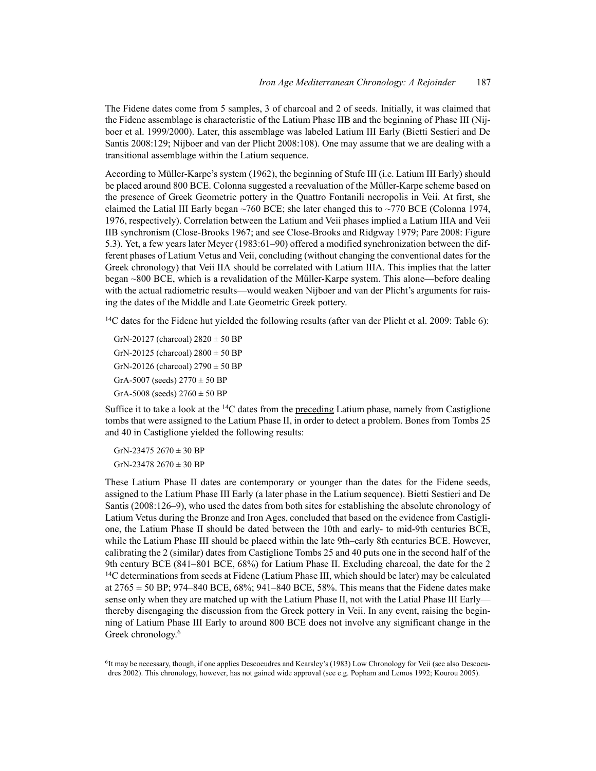The Fidene dates come from 5 samples, 3 of charcoal and 2 of seeds. Initially, it was claimed that the Fidene assemblage is characteristic of the Latium Phase IIB and the beginning of Phase III (Nijboer et al. 1999/2000). Later, this assemblage was labeled Latium III Early (Bietti Sestieri and De Santis 2008:129; Nijboer and van der Plicht 2008:108). One may assume that we are dealing with a transitional assemblage within the Latium sequence.

According to Müller-Karpe's system (1962), the beginning of Stufe III (i.e. Latium III Early) should be placed around 800 BCE. Colonna suggested a reevaluation of the Müller-Karpe scheme based on the presence of Greek Geometric pottery in the Quattro Fontanili necropolis in Veii. At first, she claimed the Latial III Early began ~760 BCE; she later changed this to ~770 BCE (Colonna 1974, 1976, respectively). Correlation between the Latium and Veii phases implied a Latium IIIA and Veii IIB synchronism (Close-Brooks 1967; and see Close-Brooks and Ridgway 1979; Pare 2008: Figure 5.3). Yet, a few years later Meyer (1983:61–90) offered a modified synchronization between the different phases of Latium Vetus and Veii, concluding (without changing the conventional dates for the Greek chronology) that Veii IIA should be correlated with Latium IIIA. This implies that the latter began ~800 BCE, which is a revalidation of the Müller-Karpe system. This alone—before dealing with the actual radiometric results—would weaken Nijboer and van der Plicht's arguments for raising the dates of the Middle and Late Geometric Greek pottery.

$^{14}$C dates for the Fidene hut yielded the following results (after van der Plicht et al. 2009: Table 6):

GrN-20127 (charcoal) 2820 ± 50 BP
GrN-20125 (charcoal) 2800 ± 50 BP
GrN-20126 (charcoal) 2790 ± 50 BP
GrA-5007 (seeds) 2770 ± 50 BP
GrA-5008 (seeds) 2760 ± 50 BP

Suffice it to take a look at the $^{14}$C dates from the preceding Latium phase, namely from Castiglione tombs that were assigned to the Latium Phase II, in order to detect a problem. Bones from Tombs 25 and 40 in Castiglione yielded the following results:

GrN-23475 2670 ± 30 BP
GrN-23478 2670 ± 30 BP

These Latium Phase II dates are contemporary or younger than the dates for the Fidene seeds, assigned to the Latium Phase III Early (a later phase in the Latium sequence). Bietti Sestieri and De Santis (2008:126–9), who used the dates from both sites for establishing the absolute chronology of Latium Vetus during the Bronze and Iron Ages, concluded that based on the evidence from Castiglione, the Latium Phase II should be dated between the 10th and early- to mid-9th centuries BCE, while the Latium Phase III should be placed within the late 9th–early 8th centuries BCE. However, calibrating the 2 (similar) dates from Castiglione Tombs 25 and 40 puts one in the second half of the 9th century BCE (841–801 BCE, 68%) for Latium Phase II. Excluding charcoal, the date for the 2 $^{14}$C determinations from seeds at Fidene (Latium Phase III, which should be later) may be calculated at 2765 ± 50 BP; 974–840 BCE, 68%; 941–840 BCE, 58%. This means that the Fidene dates make sense only when they are matched up with the Latium Phase II, not with the Latial Phase III Early—thereby disengaging the discussion from the Greek pottery in Veii. In any event, raising the beginning of Latium Phase III Early to around 800 BCE does not involve any significant change in the Greek chronology.[6]

[6] It may be necessary, though, if one applies Descoeudres and Kearsley's (1983) Low Chronology for Veii (see also Descoeudres 2002). This chronology, however, has not gained wide approval (see e.g. Popham and Lemos 1992; Kourou 2005).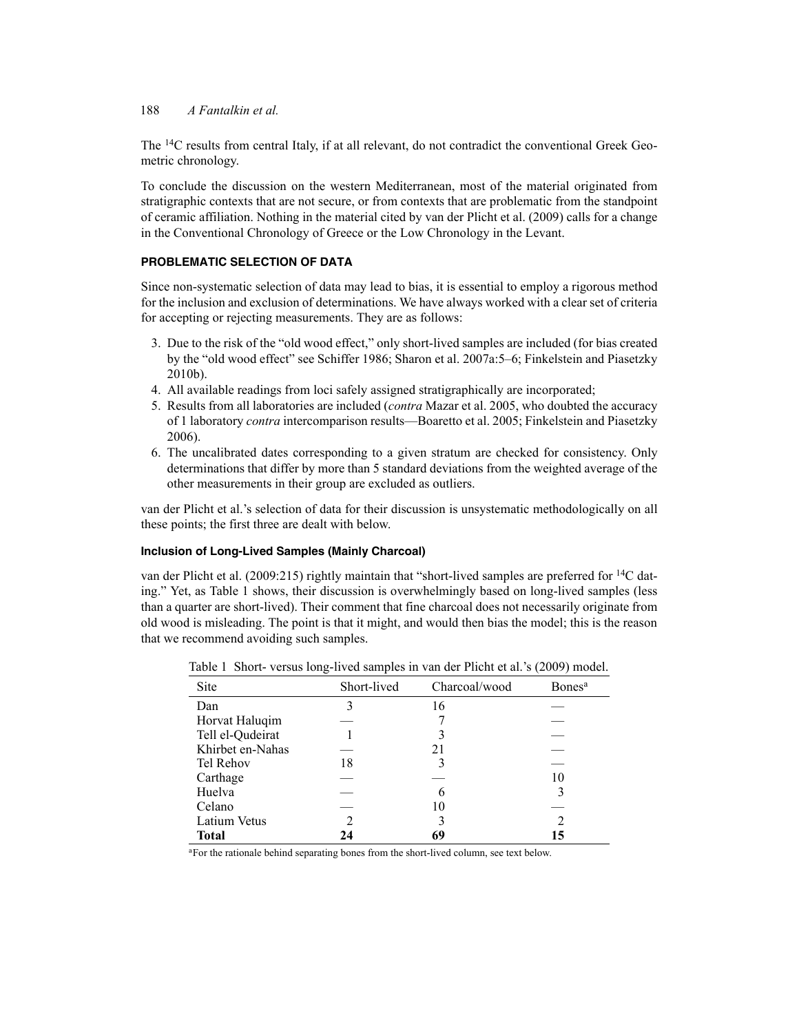The $^{14}C$ results from central Italy, if at all relevant, do not contradict the conventional Greek Geometric chronology.

To conclude the discussion on the western Mediterranean, most of the material originated from stratigraphic contexts that are not secure, or from contexts that are problematic from the standpoint of ceramic affiliation. Nothing in the material cited by van der Plicht et al. (2009) calls for a change in the Conventional Chronology of Greece or the Low Chronology in the Levant.

## PROBLEMATIC SELECTION OF DATA

Since non-systematic selection of data may lead to bias, it is essential to employ a rigorous method for the inclusion and exclusion of determinations. We have always worked with a clear set of criteria for accepting or rejecting measurements. They are as follows:

3. Due to the risk of the "old wood effect," only short-lived samples are included (for bias created by the "old wood effect" see Schiffer 1986; Sharon et al. 2007a:5–6; Finkelstein and Piasetzky 2010b).
4. All available readings from loci safely assigned stratigraphically are incorporated;
5. Results from all laboratories are included (*contra* Mazar et al. 2005, who doubted the accuracy of 1 laboratory *contra* intercomparison results—Boaretto et al. 2005; Finkelstein and Piasetzky 2006).
6. The uncalibrated dates corresponding to a given stratum are checked for consistency. Only determinations that differ by more than 5 standard deviations from the weighted average of the other measurements in their group are excluded as outliers.

van der Plicht et al.'s selection of data for their discussion is unsystematic methodologically on all these points; the first three are dealt with below.

### Inclusion of Long-Lived Samples (Mainly Charcoal)

van der Plicht et al. (2009:215) rightly maintain that "short-lived samples are preferred for $^{14}C$ dating." Yet, as Table 1 shows, their discussion is overwhelmingly based on long-lived samples (less than a quarter are short-lived). Their comment that fine charcoal does not necessarily originate from old wood is misleading. The point is that it might, and would then bias the model; this is the reason that we recommend avoiding such samples.

Table 1 Short- versus long-lived samples in van der Plicht et al.'s (2009) model.

| Site | Short-lived | Charcoal/wood | Bones[a] |
|---|---|---|---|
| Dan | 3 | 16 | — |
| Horvat Haluqim | — | 7 | — |
| Tell el-Qudeirat | 1 | 3 | — |
| Khirbet en-Nahas | — | 21 | — |
| Tel Rehov | 18 | 3 | — |
| Carthage | — | — | 10 |
| Huelva | — | 6 | 3 |
| Celano | — | 10 | — |
| Latium Vetus | 2 | 3 | 2 |
| **Total** | **24** | **69** | **15** |

[a]For the rationale behind separating bones from the short-lived column, see text below.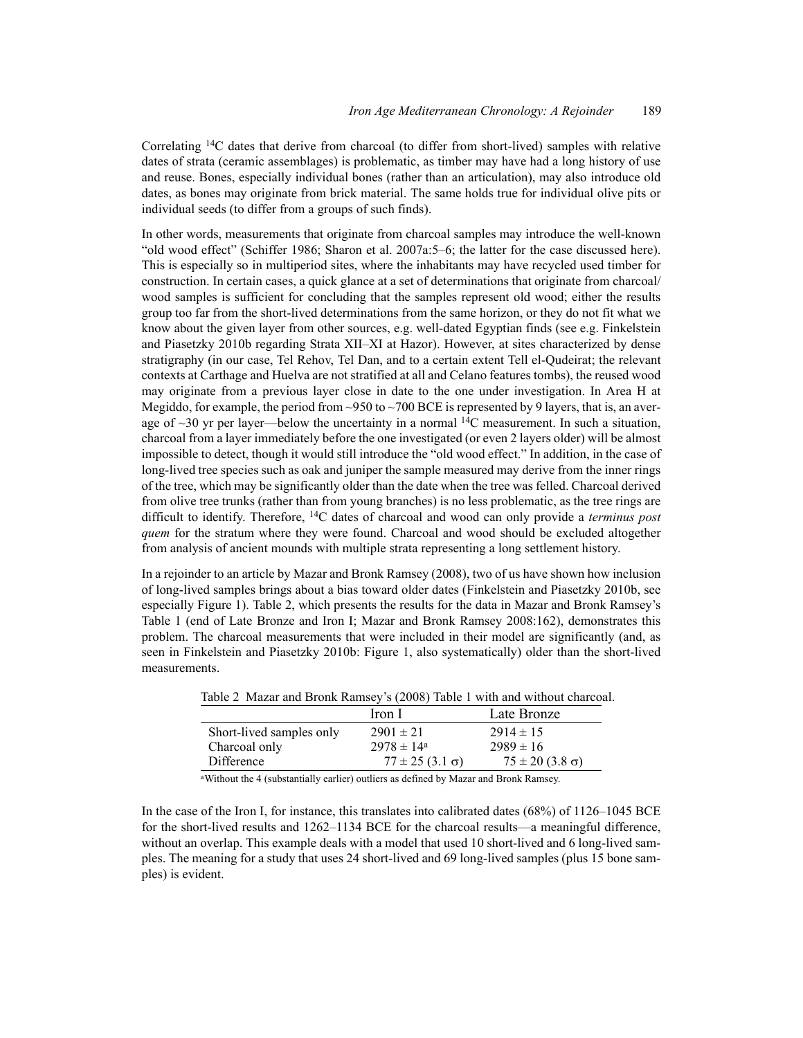Correlating $^{14}$C dates that derive from charcoal (to differ from short-lived) samples with relative dates of strata (ceramic assemblages) is problematic, as timber may have had a long history of use and reuse. Bones, especially individual bones (rather than an articulation), may also introduce old dates, as bones may originate from brick material. The same holds true for individual olive pits or individual seeds (to differ from a groups of such finds).

In other words, measurements that originate from charcoal samples may introduce the well-known "old wood effect" (Schiffer 1986; Sharon et al. 2007a:5–6; the latter for the case discussed here). This is especially so in multiperiod sites, where the inhabitants may have recycled used timber for construction. In certain cases, a quick glance at a set of determinations that originate from charcoal/wood samples is sufficient for concluding that the samples represent old wood; either the results group too far from the short-lived determinations from the same horizon, or they do not fit what we know about the given layer from other sources, e.g. well-dated Egyptian finds (see e.g. Finkelstein and Piasetzky 2010b regarding Strata XII–XI at Hazor). However, at sites characterized by dense stratigraphy (in our case, Tel Rehov, Tel Dan, and to a certain extent Tell el-Qudeirat; the relevant contexts at Carthage and Huelva are not stratified at all and Celano features tombs), the reused wood may originate from a previous layer close in date to the one under investigation. In Area H at Megiddo, for example, the period from ~950 to ~700 BCE is represented by 9 layers, that is, an average of ~30 yr per layer—below the uncertainty in a normal $^{14}$C measurement. In such a situation, charcoal from a layer immediately before the one investigated (or even 2 layers older) will be almost impossible to detect, though it would still introduce the "old wood effect." In addition, in the case of long-lived tree species such as oak and juniper the sample measured may derive from the inner rings of the tree, which may be significantly older than the date when the tree was felled. Charcoal derived from olive tree trunks (rather than from young branches) is no less problematic, as the tree rings are difficult to identify. Therefore, $^{14}$C dates of charcoal and wood can only provide a *terminus post quem* for the stratum where they were found. Charcoal and wood should be excluded altogether from analysis of ancient mounds with multiple strata representing a long settlement history.

In a rejoinder to an article by Mazar and Bronk Ramsey (2008), two of us have shown how inclusion of long-lived samples brings about a bias toward older dates (Finkelstein and Piasetzky 2010b, see especially Figure 1). Table 2, which presents the results for the data in Mazar and Bronk Ramsey's Table 1 (end of Late Bronze and Iron I; Mazar and Bronk Ramsey 2008:162), demonstrates this problem. The charcoal measurements that were included in their model are significantly (and, as seen in Finkelstein and Piasetzky 2010b: Figure 1, also systematically) older than the short-lived measurements.

Table 2 Mazar and Bronk Ramsey's (2008) Table 1 with and without charcoal.

| | Iron I | Late Bronze |
|---|---|---|
| Short-lived samples only | 2901 ± 21 | 2914 ± 15 |
| Charcoal only | 2978 ± 14[a] | 2989 ± 16 |
| Difference | 77 ± 25 (3.1 $\sigma$) | 75 ± 20 (3.8 $\sigma$) |

[a]Without the 4 (substantially earlier) outliers as defined by Mazar and Bronk Ramsey.

In the case of the Iron I, for instance, this translates into calibrated dates (68%) of 1126–1045 BCE for the short-lived results and 1262–1134 BCE for the charcoal results—a meaningful difference, without an overlap. This example deals with a model that used 10 short-lived and 6 long-lived samples. The meaning for a study that uses 24 short-lived and 69 long-lived samples (plus 15 bone samples) is evident.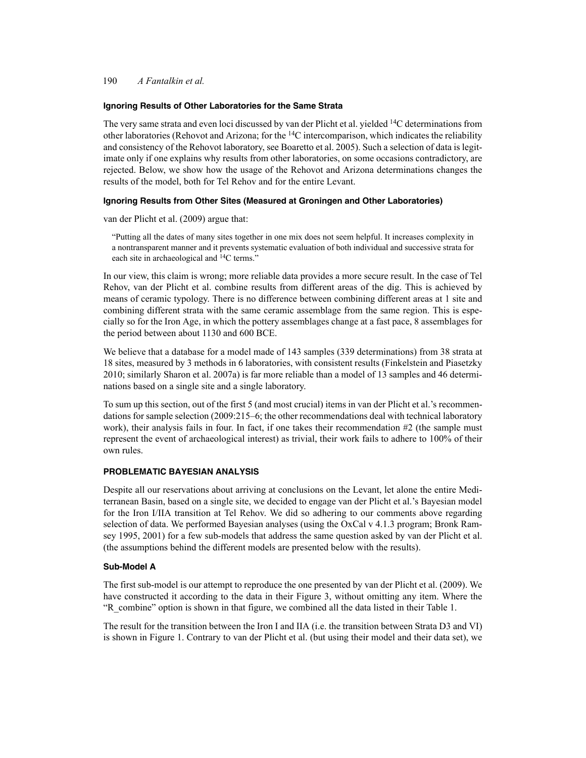### Ignoring Results of Other Laboratories for the Same Strata

The very same strata and even loci discussed by van der Plicht et al. yielded $^{14}$C determinations from other laboratories (Rehovot and Arizona; for the $^{14}$C intercomparison, which indicates the reliability and consistency of the Rehovot laboratory, see Boaretto et al. 2005). Such a selection of data is legitimate only if one explains why results from other laboratories, on some occasions contradictory, are rejected. Below, we show how the usage of the Rehovot and Arizona determinations changes the results of the model, both for Tel Rehov and for the entire Levant.

### Ignoring Results from Other Sites (Measured at Groningen and Other Laboratories)

van der Plicht et al. (2009) argue that:

> "Putting all the dates of many sites together in one mix does not seem helpful. It increases complexity in a nontransparent manner and it prevents systematic evaluation of both individual and successive strata for each site in archaeological and $^{14}$C terms."

In our view, this claim is wrong; more reliable data provides a more secure result. In the case of Tel Rehov, van der Plicht et al. combine results from different areas of the dig. This is achieved by means of ceramic typology. There is no difference between combining different areas at 1 site and combining different strata with the same ceramic assemblage from the same region. This is especially so for the Iron Age, in which the pottery assemblages change at a fast pace, 8 assemblages for the period between about 1130 and 600 BCE.

We believe that a database for a model made of 143 samples (339 determinations) from 38 strata at 18 sites, measured by 3 methods in 6 laboratories, with consistent results (Finkelstein and Piasetzky 2010; similarly Sharon et al. 2007a) is far more reliable than a model of 13 samples and 46 determinations based on a single site and a single laboratory.

To sum up this section, out of the first 5 (and most crucial) items in van der Plicht et al.'s recommendations for sample selection (2009:215–6; the other recommendations deal with technical laboratory work), their analysis fails in four. In fact, if one takes their recommendation #2 (the sample must represent the event of archaeological interest) as trivial, their work fails to adhere to 100% of their own rules.

## PROBLEMATIC BAYESIAN ANALYSIS

Despite all our reservations about arriving at conclusions on the Levant, let alone the entire Mediterranean Basin, based on a single site, we decided to engage van der Plicht et al.'s Bayesian model for the Iron I/IIA transition at Tel Rehov. We did so adhering to our comments above regarding selection of data. We performed Bayesian analyses (using the OxCal v 4.1.3 program; Bronk Ramsey 1995, 2001) for a few sub-models that address the same question asked by van der Plicht et al. (the assumptions behind the different models are presented below with the results).

### Sub-Model A

The first sub-model is our attempt to reproduce the one presented by van der Plicht et al. (2009). We have constructed it according to the data in their Figure 3, without omitting any item. Where the "R_combine" option is shown in that figure, we combined all the data listed in their Table 1.

The result for the transition between the Iron I and IIA (i.e. the transition between Strata D3 and VI) is shown in Figure 1. Contrary to van der Plicht et al. (but using their model and their data set), we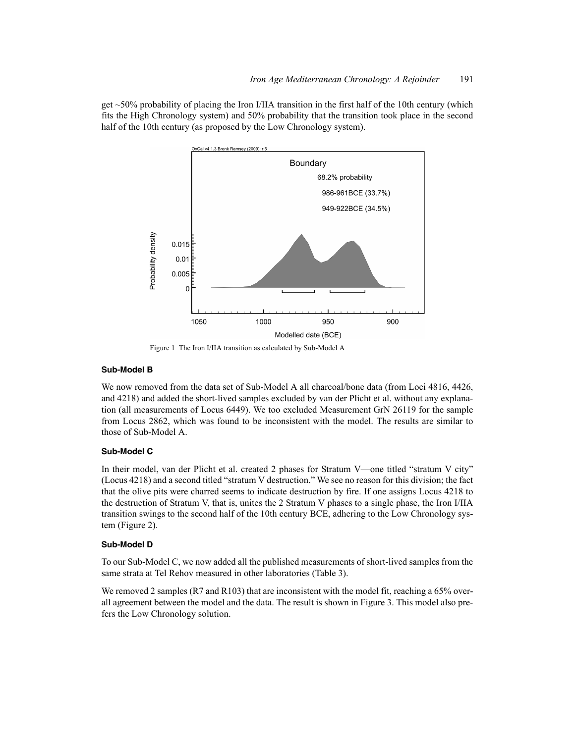get ~50% probability of placing the Iron I/IIA transition in the first half of the 10th century (which fits the High Chronology system) and 50% probability that the transition took place in the second half of the 10th century (as proposed by the Low Chronology system).

Figure 1 The Iron I/IIA transition as calculated by Sub-Model A

### Sub-Model B

We now removed from the data set of Sub-Model A all charcoal/bone data (from Loci 4816, 4426, and 4218) and added the short-lived samples excluded by van der Plicht et al. without any explanation (all measurements of Locus 6449). We too excluded Measurement GrN 26119 for the sample from Locus 2862, which was found to be inconsistent with the model. The results are similar to those of Sub-Model A.

### Sub-Model C

In their model, van der Plicht et al. created 2 phases for Stratum V—one titled "stratum V city" (Locus 4218) and a second titled "stratum V destruction." We see no reason for this division; the fact that the olive pits were charred seems to indicate destruction by fire. If one assigns Locus 4218 to the destruction of Stratum V, that is, unites the 2 Stratum V phases to a single phase, the Iron I/IIA transition swings to the second half of the 10th century BCE, adhering to the Low Chronology system (Figure 2).

### Sub-Model D

To our Sub-Model C, we now added all the published measurements of short-lived samples from the same strata at Tel Rehov measured in other laboratories (Table 3).

We removed 2 samples (R7 and R103) that are inconsistent with the model fit, reaching a 65% overall agreement between the model and the data. The result is shown in Figure 3. This model also prefers the Low Chronology solution.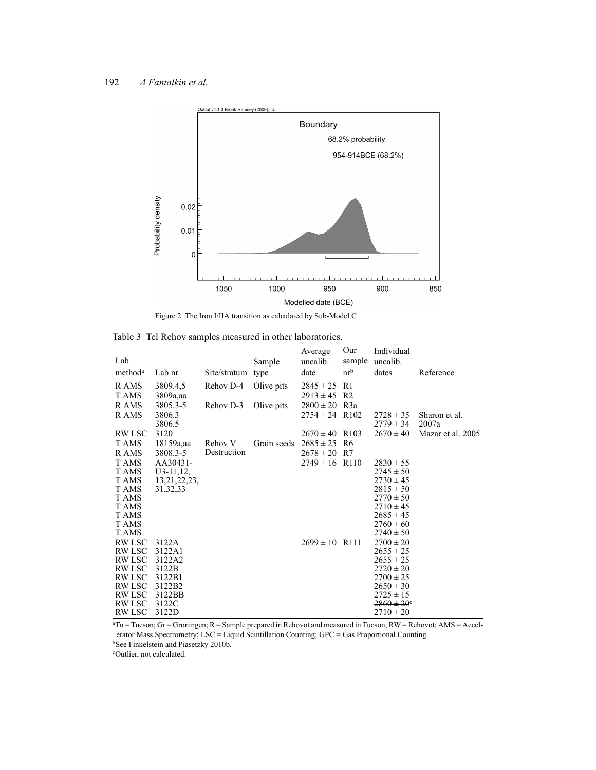Figure 2 The Iron I/IIA transition as calculated by Sub-Model C

Table 3 Tel Rehov samples measured in other laboratories.

| Lab method[a] | Lab nr | Site/stratum | Sample type | Average uncalib. date | Our sample nr[b] | Individual uncalib. dates | Reference |
|---|---|---|---|---|---|---|---|
| R AMS | 3809.4,5 | Rehov D-4 | Olive pits | 2845 ± 25 | R1 | | |
| T AMS | 3809a,aa | | | 2913 ± 45 | R2 | | |
| R AMS | 3805.3-5 | Rehov D-3 | Olive pits | 2800 ± 20 | R3a | | |
| R AMS | 3806.3 | | | 2754 ± 24 | R102 | 2728 ± 35 | Sharon et al. |
| | 3806.5 | | | | | 2779 ± 34 | 2007a |
| RW LSC | 3120 | | | 2670 ± 40 | R103 | 2670 ± 40 | Mazar et al. 2005 |
| T AMS | 18159a,aa | Rehov V | Grain seeds | 2685 ± 25 | R6 | | |
| R AMS | 3808.3-5 | Destruction | | 2678 ± 20 | R7 | | |
| T AMS | AA30431- | | | 2749 ± 16 | R110 | 2830 ± 55 | |
| T AMS | U3-11,12, | | | | | 2745 ± 50 | |
| T AMS | 13,21,22,23, | | | | | 2730 ± 45 | |
| T AMS | 31,32,33 | | | | | 2815 ± 50 | |
| T AMS | | | | | | 2770 ± 50 | |
| T AMS | | | | | | 2710 ± 45 | |
| T AMS | | | | | | 2685 ± 45 | |
| T AMS | | | | | | 2760 ± 60 | |
| T AMS | | | | | | 2740 ± 50 | |
| RW LSC | 3122A | | | 2699 ± 10 | R111 | 2700 ± 20 | |
| RW LSC | 3122A1 | | | | | 2655 ± 25 | |
| RW LSC | 3122A2 | | | | | 2655 ± 25 | |
| RW LSC | 3122B | | | | | 2720 ± 20 | |
| RW LSC | 3122B1 | | | | | 2700 ± 25 | |
| RW LSC | 3122B2 | | | | | 2650 ± 30 | |
| RW LSC | 3122BB | | | | | 2725 ± 15 | |
| RW LSC | 3122C | | | | | ~~2860 ± 20~~[c] | |
| RW LSC | 3122D | | | | | 2710 ± 20 | |

[a]Tu = Tucson; Gr = Groningen; R = Sample prepared in Rehovot and measured in Tucson; RW = Rehovot; AMS = Accelerator Mass Spectrometry; LSC = Liquid Scintillation Counting; GPC = Gas Proportional Counting.
[b]See Finkelstein and Piasetzky 2010b.
[c]Outlier, not calculated.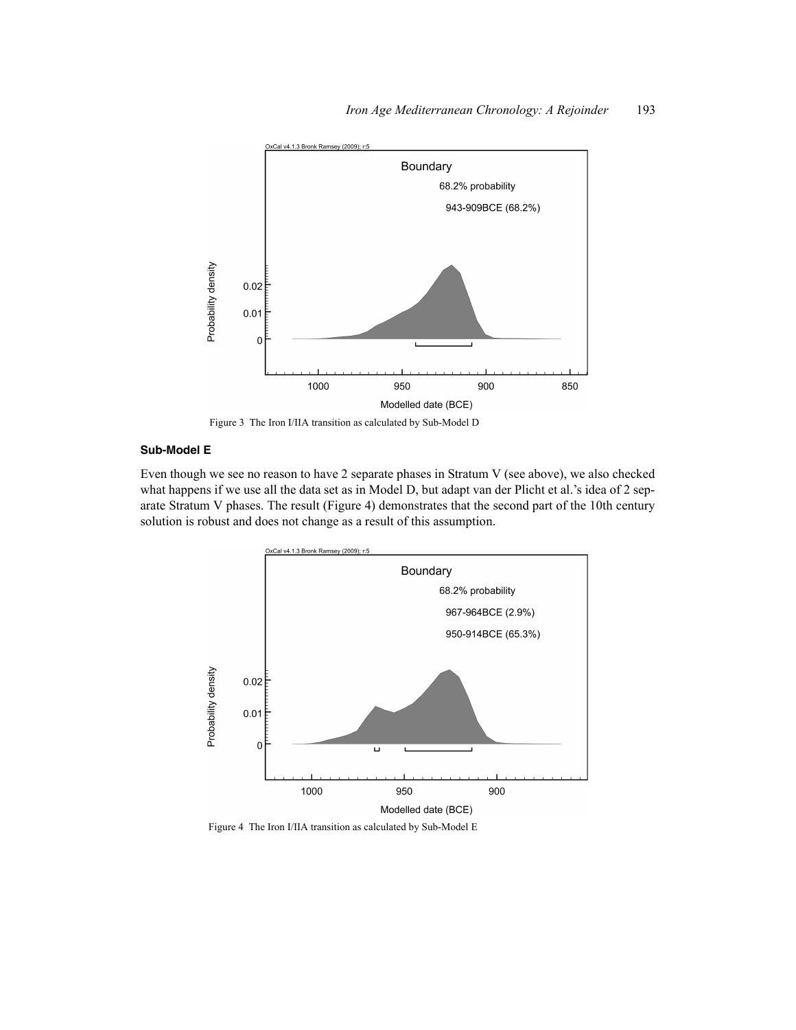Figure 3 The Iron I/IIA transition as calculated by Sub-Model D

**Sub-Model E**

Even though we see no reason to have 2 separate phases in Stratum V (see above), we also checked what happens if we use all the data set as in Model D, but adapt van der Plicht et al.'s idea of 2 separate Stratum V phases. The result (Figure 4) demonstrates that the second part of the 10th century solution is robust and does not change as a result of this assumption.

Figure 4 The Iron I/IIA transition as calculated by Sub-Model E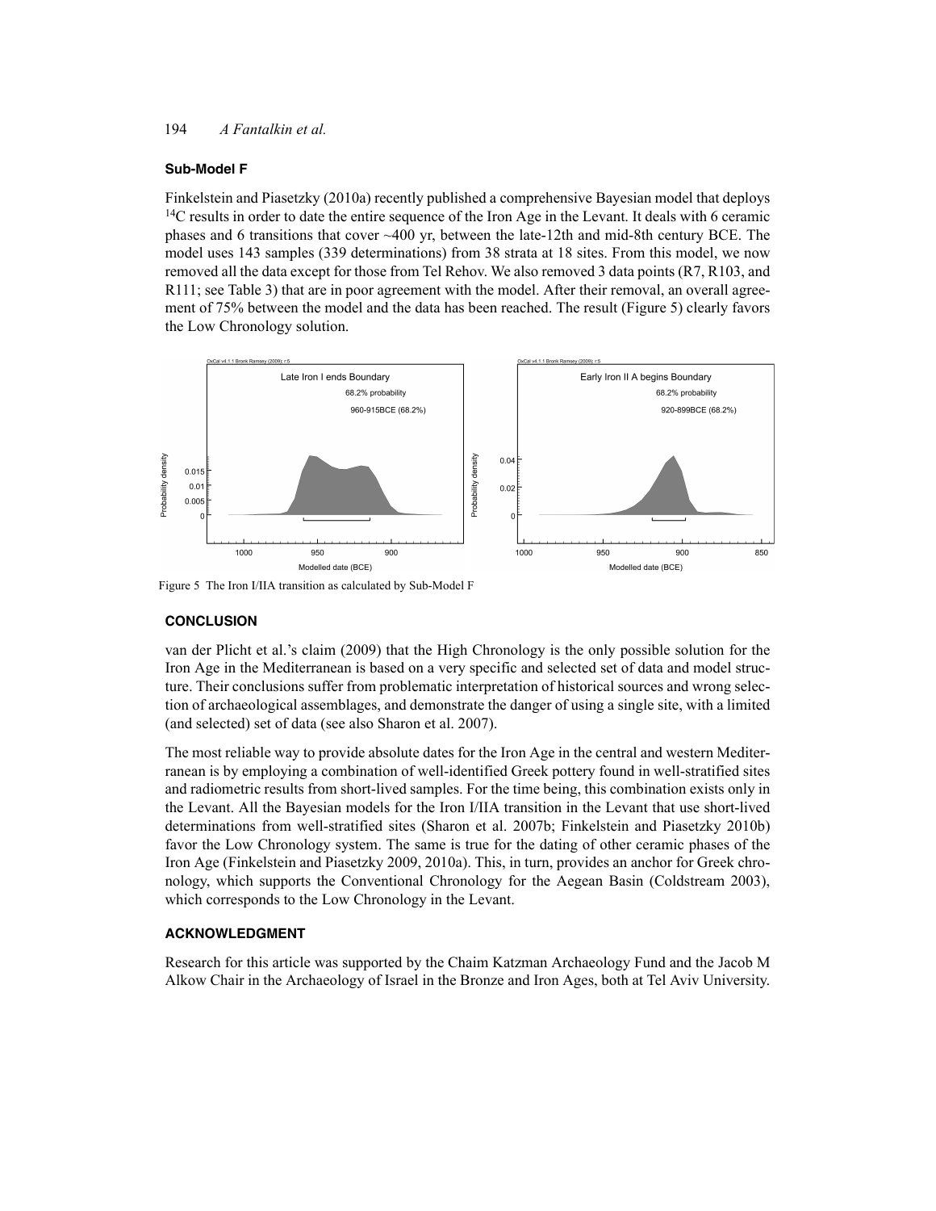### Sub-Model F

Finkelstein and Piasetzky (2010a) recently published a comprehensive Bayesian model that deploys $^{14}$C results in order to date the entire sequence of the Iron Age in the Levant. It deals with 6 ceramic phases and 6 transitions that cover ~400 yr, between the late-12th and mid-8th century BCE. The model uses 143 samples (339 determinations) from 38 strata at 18 sites. From this model, we now removed all the data except for those from Tel Rehov. We also removed 3 data points (R7, R103, and R111; see Table 3) that are in poor agreement with the model. After their removal, an overall agreement of 75% between the model and the data has been reached. The result (Figure 5) clearly favors the Low Chronology solution.

Figure 5 The Iron I/IIA transition as calculated by Sub-Model F

### CONCLUSION

van der Plicht et al.'s claim (2009) that the High Chronology is the only possible solution for the Iron Age in the Mediterranean is based on a very specific and selected set of data and model structure. Their conclusions suffer from problematic interpretation of historical sources and wrong selection of archaeological assemblages, and demonstrate the danger of using a single site, with a limited (and selected) set of data (see also Sharon et al. 2007).

The most reliable way to provide absolute dates for the Iron Age in the central and western Mediterranean is by employing a combination of well-identified Greek pottery found in well-stratified sites and radiometric results from short-lived samples. For the time being, this combination exists only in the Levant. All the Bayesian models for the Iron I/IIA transition in the Levant that use short-lived determinations from well-stratified sites (Sharon et al. 2007b; Finkelstein and Piasetzky 2010b) favor the Low Chronology system. The same is true for the dating of other ceramic phases of the Iron Age (Finkelstein and Piasetzky 2009, 2010a). This, in turn, provides an anchor for Greek chronology, which supports the Conventional Chronology for the Aegean Basin (Coldstream 2003), which corresponds to the Low Chronology in the Levant.

### ACKNOWLEDGMENT

Research for this article was supported by the Chaim Katzman Archaeology Fund and the Jacob M Alkow Chair in the Archaeology of Israel in the Bronze and Iron Ages, both at Tel Aviv University.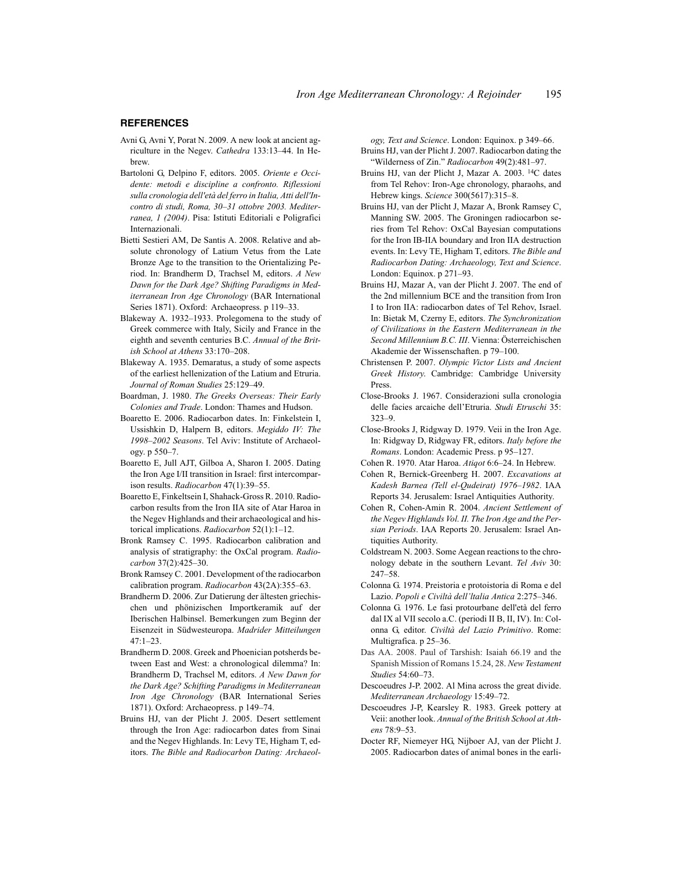## REFERENCES

Avni G, Avni Y, Porat N. 2009. A new look at ancient agriculture in the Negev. *Cathedra* 133:13–44. In Hebrew.

Bartoloni G, Delpino F, editors. 2005. *Oriente e Occidente: metodi e discipline a confronto. Riflessioni sulla cronologia dell'età del ferro in Italia, Atti dell'Incontro di studi, Roma, 30–31 ottobre 2003. Mediterranea, 1 (2004)*. Pisa: Istituti Editoriali e Poligrafici Internazionali.

Bietti Sestieri AM, De Santis A. 2008. Relative and absolute chronology of Latium Vetus from the Late Bronze Age to the transition to the Orientalizing Period. In: Brandherm D, Trachsel M, editors. *A New Dawn for the Dark Age? Shifting Paradigms in Mediterranean Iron Age Chronology* (BAR International Series 1871). Oxford: Archaeopress. p 119–33.

Blakeway A. 1932–1933. Prolegomena to the study of Greek commerce with Italy, Sicily and France in the eighth and seventh centuries B.C. *Annual of the British School at Athens* 33:170–208.

Blakeway A. 1935. Demaratus, a study of some aspects of the earliest hellenization of the Latium and Etruria. *Journal of Roman Studies* 25:129–49.

Boardman, J. 1980. *The Greeks Overseas: Their Early Colonies and Trade*. London: Thames and Hudson.

Boaretto E. 2006. Radiocarbon dates. In: Finkelstein I, Ussishkin D, Halpern B, editors. *Megiddo IV: The 1998–2002 Seasons*. Tel Aviv: Institute of Archaeology. p 550–7.

Boaretto E, Jull AJT, Gilboa A, Sharon I. 2005. Dating the Iron Age I/II transition in Israel: first intercomparison results. *Radiocarbon* 47(1):39–55.

Boaretto E, Finkeltsein I, Shahack-Gross R. 2010. Radiocarbon results from the Iron IIA site of Atar Haroa in the Negev Highlands and their archaeological and historical implications. *Radiocarbon* 52(1):1–12.

Bronk Ramsey C. 1995. Radiocarbon calibration and analysis of stratigraphy: the OxCal program. *Radiocarbon* 37(2):425–30.

Bronk Ramsey C. 2001. Development of the radiocarbon calibration program. *Radiocarbon* 43(2A):355–63.

Brandherm D. 2006. Zur Datierung der ältesten griechischen und phönizischen Importkeramik auf der Iberischen Halbinsel. Bemerkungen zum Beginn der Eisenzeit in Südwesteuropa. *Madrider Mitteilungen* 47:1–23.

Brandherm D. 2008. Greek and Phoenician potsherds between East and West: a chronological dilemma? In: Brandherm D, Trachsel M, editors. *A New Dawn for the Dark Age? Schifting Paradigms in Mediterranean Iron Age Chronology* (BAR International Series 1871). Oxford: Archaeopress. p 149–74.

Bruins HJ, van der Plicht J. 2005. Desert settlement through the Iron Age: radiocarbon dates from Sinai and the Negev Highlands. In: Levy TE, Higham T, editors. *The Bible and Radiocarbon Dating: Archaeology, Text and Science*. London: Equinox. p 349–66.

Bruins HJ, van der Plicht J. 2007. Radiocarbon dating the "Wilderness of Zin." *Radiocarbon* 49(2):481–97.

Bruins HJ, van der Plicht J, Mazar A. 2003. $^{14}$C dates from Tel Rehov: Iron-Age chronology, pharaohs, and Hebrew kings. *Science* 300(5617):315–8.

Bruins HJ, van der Plicht J, Mazar A, Bronk Ramsey C, Manning SW. 2005. The Groningen radiocarbon series from Tel Rehov: OxCal Bayesian computations for the Iron IB-IIA boundary and Iron IIA destruction events. In: Levy TE, Higham T, editors. *The Bible and Radiocarbon Dating: Archaeology, Text and Science*. London: Equinox. p 271–93.

Bruins HJ, Mazar A, van der Plicht J. 2007. The end of the 2nd millennium BCE and the transition from Iron I to Iron IIA: radiocarbon dates of Tel Rehov, Israel. In: Bietak M, Czerny E, editors. *The Synchronization of Civilizations in the Eastern Mediterranean in the Second Millennium B.C. III*. Vienna: Österreichischen Akademie der Wissenschaften. p 79–100.

Christensen P. 2007. *Olympic Victor Lists and Ancient Greek History.* Cambridge: Cambridge University Press.

Close-Brooks J. 1967. Considerazioni sulla cronologia delle facies arcaiche dell'Etruria. *Studi Etruschi* 35: 323–9.

Close-Brooks J, Ridgway D. 1979. Veii in the Iron Age. In: Ridgway D, Ridgway FR, editors. *Italy before the Romans*. London: Academic Press. p 95–127.

Cohen R. 1970. Atar Haroa. *Atiqot* 6:6–24. In Hebrew.

Cohen R, Bernick-Greenberg H. 2007. *Excavations at Kadesh Barnea (Tell el-Qudeirat) 1976–1982*. IAA Reports 34. Jerusalem: Israel Antiquities Authority.

Cohen R, Cohen-Amin R. 2004. *Ancient Settlement of the Negev Highlands Vol. II. The Iron Age and the Persian Periods*. IAA Reports 20. Jerusalem: Israel Antiquities Authority.

Coldstream N. 2003. Some Aegean reactions to the chronology debate in the southern Levant. *Tel Aviv* 30: 247–58.

Colonna G. 1974. Preistoria e protoistoria di Roma e del Lazio. *Popoli e Civiltà dell'ltalia Antica* 2:275–346.

Colonna G. 1976. Le fasi protourbane dell'età del ferro dal IX al VII secolo a.C. (periodi II B, II, IV). In: Colonna G, editor. *Civiltà del Lazio Primitivo*. Rome: Multigrafica. p 25–36.

Das AA. 2008. Paul of Tarshish: Isaiah 66.19 and the Spanish Mission of Romans 15.24, 28. *New Testament Studies* 54:60–73.

Descoeudres J-P. 2002. Al Mina across the great divide. *Mediterranean Archaeology* 15:49–72.

Descoeudres J-P, Kearsley R. 1983. Greek pottery at Veii: another look. *Annual of the British School at Athens* 78:9–53.

Docter RF, Niemeyer HG, Nijboer AJ, van der Plicht J. 2005. Radiocarbon dates of animal bones in the earli-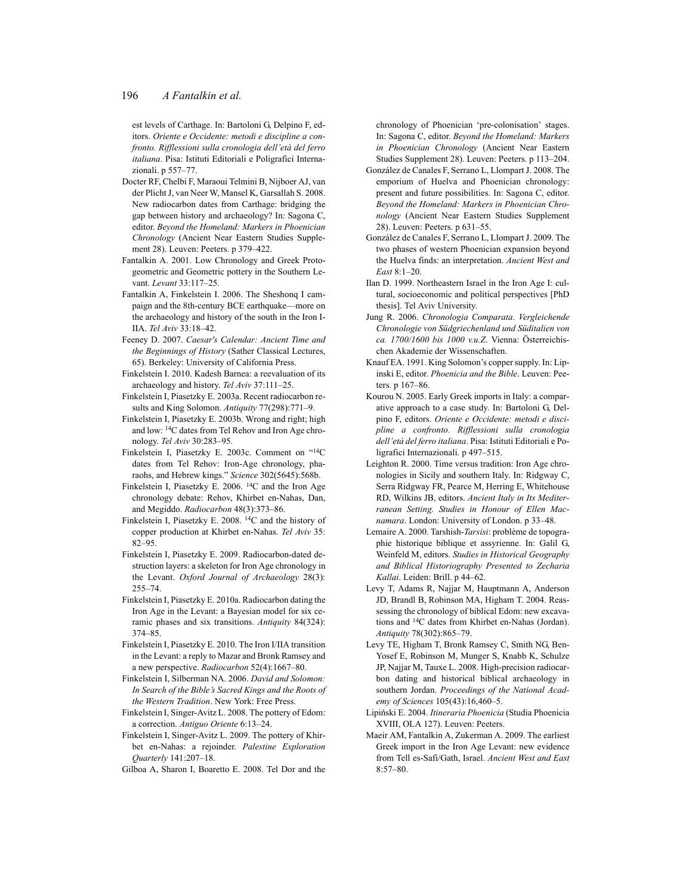est levels of Carthage. In: Bartoloni G, Delpino F, editors. *Oriente e Occidente: metodi e discipline a confronto. Rifflessioni sulla cronologia dell'età del ferro italiana*. Pisa: Istituti Editoriali e Poligrafici Internazionali. p 557–77.

Docter RF, Chelbi F, Maraoui Telmini B, Nijboer AJ, van der Plicht J, van Neer W, Mansel K, Garsallah S. 2008. New radiocarbon dates from Carthage: bridging the gap between history and archaeology? In: Sagona C, editor. *Beyond the Homeland: Markers in Phoenician Chronology* (Ancient Near Eastern Studies Supplement 28). Leuven: Peeters. p 379–422.

Fantalkin A. 2001. Low Chronology and Greek Protogeometric and Geometric pottery in the Southern Levant. *Levant* 33:117–25.

Fantalkin A, Finkelstein I. 2006. The Sheshonq I campaign and the 8th-century BCE earthquake—more on the archaeology and history of the south in the Iron I-IIA. *Tel Aviv* 33:18–42.

Feeney D. 2007. *Caesar's Calendar: Ancient Time and the Beginnings of History* (Sather Classical Lectures, 65). Berkeley: University of California Press.

Finkelstein I. 2010. Kadesh Barnea: a reevaluation of its archaeology and history. *Tel Aviv* 37:111–25.

Finkelstein I, Piasetzky E. 2003a. Recent radiocarbon results and King Solomon. *Antiquity* 77(298):771–9.

Finkelstein I, Piasetzky E. 2003b. Wrong and right; high and low: $^{14}$C dates from Tel Rehov and Iron Age chronology. *Tel Aviv* 30:283–95.

Finkelstein I, Piasetzky E. 2003c. Comment on "$^{14}$C dates from Tel Rehov: Iron-Age chronology, pharaohs, and Hebrew kings." *Science* 302(5645):568b.

Finkelstein I, Piasetzky E. 2006. $^{14}$C and the Iron Age chronology debate: Rehov, Khirbet en-Nahas, Dan, and Megiddo. *Radiocarbon* 48(3):373–86.

Finkelstein I, Piasetzky E. 2008. $^{14}$C and the history of copper production at Khirbet en-Nahas. *Tel Aviv* 35: 82–95.

Finkelstein I, Piasetzky E. 2009. Radiocarbon-dated destruction layers: a skeleton for Iron Age chronology in the Levant. *Oxford Journal of Archaeology* 28(3): 255–74.

Finkelstein I, Piasetzky E. 2010a. Radiocarbon dating the Iron Age in the Levant: a Bayesian model for six ceramic phases and six transitions. *Antiquity* 84(324): 374–85.

Finkelstein I, Piasetzky E. 2010. The Iron I/IIA transition in the Levant: a reply to Mazar and Bronk Ramsey and a new perspective. *Radiocarbon* 52(4):1667–80.

Finkelstein I, Silberman NA. 2006. *David and Solomon: In Search of the Bible's Sacred Kings and the Roots of the Western Tradition*. New York: Free Press.

Finkelstein I, Singer-Avitz L. 2008. The pottery of Edom: a correction. *Antiguo Oriente* 6:13–24.

Finkelstein I, Singer-Avitz L. 2009. The pottery of Khirbet en-Nahas: a rejoinder. *Palestine Exploration Quarterly* 141:207–18.

Gilboa A, Sharon I, Boaretto E. 2008. Tel Dor and the chronology of Phoenician 'pre-colonisation' stages. In: Sagona C, editor. *Beyond the Homeland: Markers in Phoenician Chronology* (Ancient Near Eastern Studies Supplement 28). Leuven: Peeters. p 113–204.

González de Canales F, Serrano L, Llompart J. 2008. The emporium of Huelva and Phoenician chronology: present and future possibilities. In: Sagona C, editor. *Beyond the Homeland: Markers in Phoenician Chronology* (Ancient Near Eastern Studies Supplement 28). Leuven: Peeters. p 631–55.

González de Canales F, Serrano L, Llompart J. 2009. The two phases of western Phoenician expansion beyond the Huelva finds: an interpretation. *Ancient West and East* 8:1–20.

Ilan D. 1999. Northeastern Israel in the Iron Age I: cultural, socioeconomic and political perspectives [PhD thesis]. Tel Aviv University.

Jung R. 2006. *Chronologia Comparata. Vergleichende Chronologie von Südgriechenland und Süditalien von ca. 1700/1600 bis 1000 v.u.Z.* Vienna: Österreichischen Akademie der Wissenschaften.

Knauf EA. 1991. King Solomon's copper supply. In: Lipinski E, editor. *Phoenicia and the Bible*. Leuven: Peeters. p 167–86.

Kourou N. 2005. Early Greek imports in Italy: a comparative approach to a case study. In: Bartoloni G, Delpino F, editors. *Oriente e Occidente: metodi e discipline a confronto. Rifflessioni sulla cronologia dell'età del ferro italiana*. Pisa: Istituti Editoriali e Poligrafici Internazionali. p 497–515.

Leighton R. 2000. Time versus tradition: Iron Age chronologies in Sicily and southern Italy. In: Ridgway C, Serra Ridgway FR, Pearce M, Herring E, Whitehouse RD, Wilkins JB, editors. *Ancient Italy in Its Mediterranean Setting. Studies in Honour of Ellen Macnamara*. London: University of London. p 33–48.

Lemaire A. 2000. Tarshish-*Tarsisi*: problème de topographie historique biblique et assyrienne. In: Galil G, Weinfeld M, editors. *Studies in Historical Geography and Biblical Historiography Presented to Zecharia Kallai*. Leiden: Brill. p 44–62.

Levy T, Adams R, Najjar M, Hauptmann A, Anderson JD, Brandl B, Robinson MA, Higham T. 2004. Reassessing the chronology of biblical Edom: new excavations and $^{14}$C dates from Khirbet en-Nahas (Jordan). *Antiquity* 78(302):865–79.

Levy TE, Higham T, Bronk Ramsey C, Smith NG, Ben-Yosef E, Robinson M, Munger S, Knabb K, Schulze JP, Najjar M, Tauxe L. 2008. High-precision radiocarbon dating and historical biblical archaeology in southern Jordan. *Proceedings of the National Academy of Sciences* 105(43):16,460–5.

Lipiński E. 2004. *Itineraria Phoenicia* (Studia Phoenicia XVIII, OLA 127). Leuven: Peeters.

Maeir AM, Fantalkin A, Zukerman A. 2009. The earliest Greek import in the Iron Age Levant: new evidence from Tell es-Safi/Gath, Israel. *Ancient West and East* 8:57–80.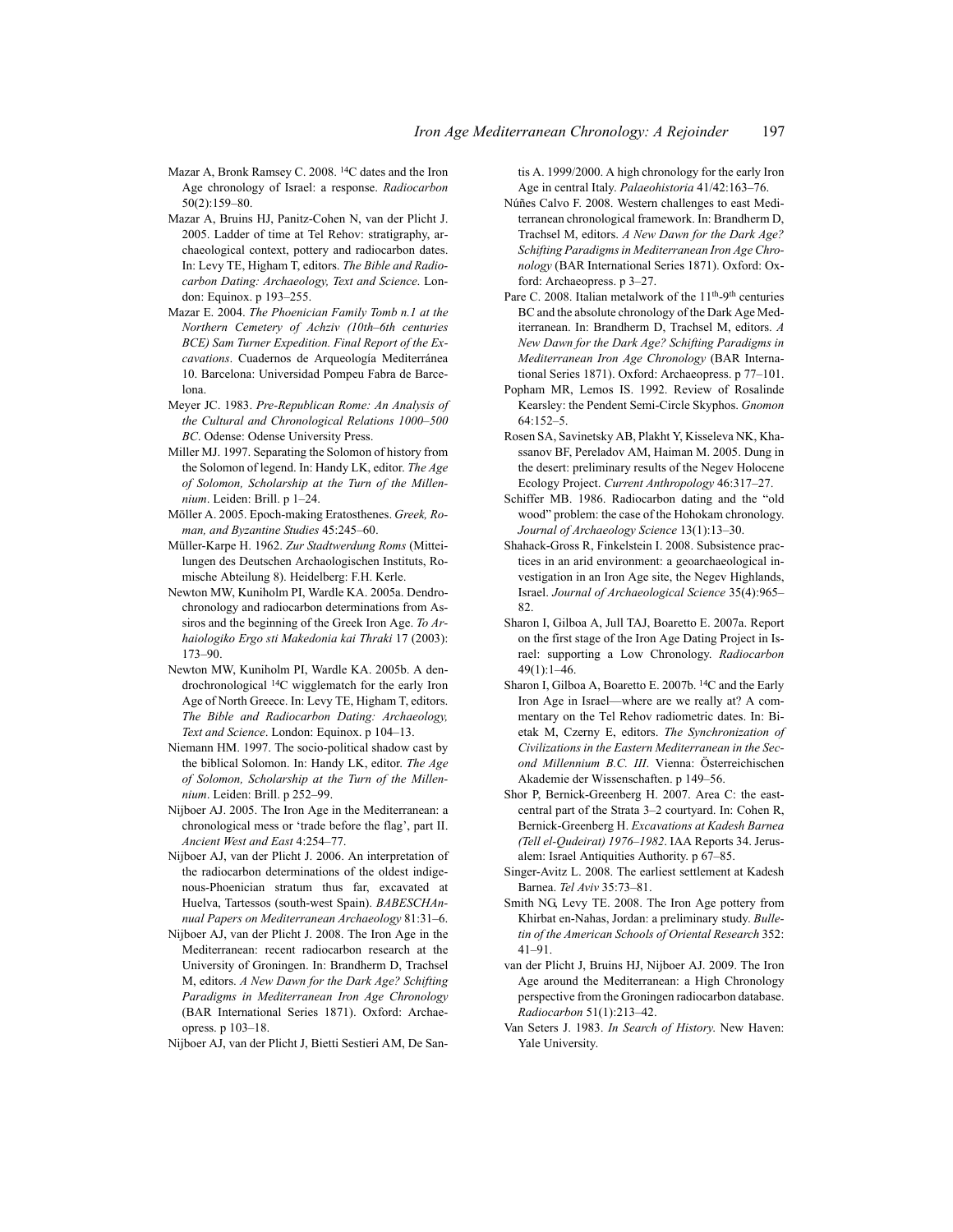Mazar A, Bronk Ramsey C. 2008. $^{14}$C dates and the Iron Age chronology of Israel: a response. *Radiocarbon* 50(2):159–80.

Mazar A, Bruins HJ, Panitz-Cohen N, van der Plicht J. 2005. Ladder of time at Tel Rehov: stratigraphy, archaeological context, pottery and radiocarbon dates. In: Levy TE, Higham T, editors. *The Bible and Radiocarbon Dating: Archaeology, Text and Science*. London: Equinox. p 193–255.

Mazar E. 2004. *The Phoenician Family Tomb n.1 at the Northern Cemetery of Achziv (10th–6th centuries BCE) Sam Turner Expedition. Final Report of the Excavations*. Cuadernos de Arqueología Mediterránea 10. Barcelona: Universidad Pompeu Fabra de Barcelona.

Meyer JC. 1983. *Pre-Republican Rome: An Analysis of the Cultural and Chronological Relations 1000–500 BC*. Odense: Odense University Press.

Miller MJ. 1997. Separating the Solomon of history from the Solomon of legend. In: Handy LK, editor. *The Age of Solomon, Scholarship at the Turn of the Millennium*. Leiden: Brill. p 1–24.

Möller A. 2005. Epoch-making Eratosthenes. *Greek, Roman, and Byzantine Studies* 45:245–60.

Müller-Karpe H. 1962. *Zur Stadtwerdung Roms* (Mitteilungen des Deutschen Archaölogischen Instituts, Romische Abteilung 8). Heidelberg: F.H. Kerle.

Newton MW, Kuniholm PI, Wardle KA. 2005a. Dendrochronology and radiocarbon determinations from Assiros and the beginning of the Greek Iron Age. *To Arhaiologiko Ergo sti Makedonia kai Thraki* 17 (2003): 173–90.

Newton MW, Kuniholm PI, Wardle KA. 2005b. A dendrochronological $^{14}$C wigglematch for the early Iron Age of North Greece. In: Levy TE, Higham T, editors. *The Bible and Radiocarbon Dating: Archaeology, Text and Science*. London: Equinox. p 104–13.

Niemann HM. 1997. The socio-political shadow cast by the biblical Solomon. In: Handy LK, editor. *The Age of Solomon, Scholarship at the Turn of the Millennium*. Leiden: Brill. p 252–99.

Nijboer AJ. 2005. The Iron Age in the Mediterranean: a chronological mess or 'trade before the flag', part II. *Ancient West and East* 4:254–77.

Nijboer AJ, van der Plicht J. 2006. An interpretation of the radiocarbon determinations of the oldest indigenous-Phoenician stratum thus far, excavated at Huelva, Tartessos (south-west Spain). *BABESCHAnnual Papers on Mediterranean Archaeology* 81:31–6.

Nijboer AJ, van der Plicht J. 2008. The Iron Age in the Mediterranean: recent radiocarbon research at the University of Groningen. In: Brandherm D, Trachsel M, editors. *A New Dawn for the Dark Age? Schifting Paradigms in Mediterranean Iron Age Chronology* (BAR International Series 1871). Oxford: Archaeopress. p 103–18.

Nijboer AJ, van der Plicht J, Bietti Sestieri AM, De Santis A. 1999/2000. A high chronology for the early Iron Age in central Italy. *Palaeohistoria* 41/42:163–76.

Núñes Calvo F. 2008. Western challenges to east Mediterranean chronological framework. In: Brandherm D, Trachsel M, editors. *A New Dawn for the Dark Age? Schifting Paradigms in Mediterranean Iron Age Chronology* (BAR International Series 1871). Oxford: Archaeopress. p 3–27.

Pare C. 2008. Italian metalwork of the 11th-9th centuries BC and the absolute chronology of the Dark Age Mediterranean. In: Brandherm D, Trachsel M, editors. *A New Dawn for the Dark Age? Schifting Paradigms in Mediterranean Iron Age Chronology* (BAR International Series 1871). Oxford: Archaeopress. p 77–101.

Popham MR, Lemos IS. 1992. Review of Rosalinde Kearsley: the Pendent Semi-Circle Skyphos. *Gnomon* 64:152–5.

Rosen SA, Savinetsky AB, Plakht Y, Kisseleva NK, Khassanov BF, Pereladov AM, Haiman M. 2005. Dung in the desert: preliminary results of the Negev Holocene Ecology Project. *Current Anthropology* 46:317–27.

Schiffer MB. 1986. Radiocarbon dating and the "old wood" problem: the case of the Hohokam chronology. *Journal of Archaeology Science* 13(1):13–30.

Shahack-Gross R, Finkelstein I. 2008. Subsistence practices in an arid environment: a geoarchaeological investigation in an Iron Age site, the Negev Highlands, Israel. *Journal of Archaeological Science* 35(4):965–82.

Sharon I, Gilboa A, Jull TAJ, Boaretto E. 2007a. Report on the first stage of the Iron Age Dating Project in Israel: supporting a Low Chronology. *Radiocarbon* 49(1):1–46.

Sharon I, Gilboa A, Boaretto E. 2007b. $^{14}$C and the Early Iron Age in Israel—where are we really at? A commentary on the Tel Rehov radiometric dates. In: Bietak M, Czerny E, editors. *The Synchronization of Civilizations in the Eastern Mediterranean in the Second Millennium B.C. III*. Vienna: Österreichischen Akademie der Wissenschaften. p 149–56.

Shor P, Bernick-Greenberg H. 2007. Area C: the east-central part of the Strata 3–2 courtyard. In: Cohen R, Bernick-Greenberg H. *Excavations at Kadesh Barnea (Tell el-Qudeirat) 1976–1982*. IAA Reports 34. Jerusalem: Israel Antiquities Authority. p 67–85.

Singer-Avitz L. 2008. The earliest settlement at Kadesh Barnea. *Tel Aviv* 35:73–81.

Smith NG, Levy TE. 2008. The Iron Age pottery from Khirbat en-Nahas, Jordan: a preliminary study. *Bulletin of the American Schools of Oriental Research* 352: 41–91.

van der Plicht J, Bruins HJ, Nijboer AJ. 2009. The Iron Age around the Mediterranean: a High Chronology perspective from the Groningen radiocarbon database. *Radiocarbon* 51(1):213–42.

Van Seters J. 1983. *In Search of History*. New Haven: Yale University.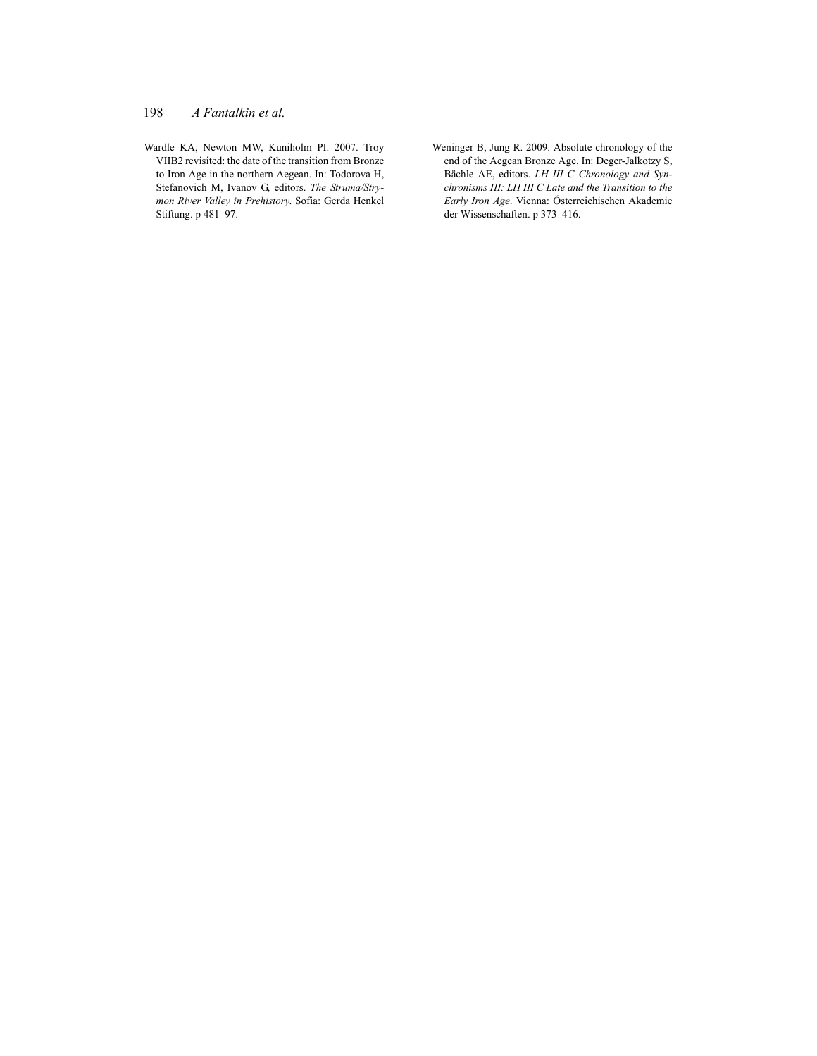Wardle KA, Newton MW, Kuniholm PI. 2007. Troy VIIB2 revisited: the date of the transition from Bronze to Iron Age in the northern Aegean. In: Todorova H, Stefanovich M, Ivanov G, editors. *The Struma/Strymon River Valley in Prehistory*. Sofia: Gerda Henkel Stiftung. p 481–97.

Weninger B, Jung R. 2009. Absolute chronology of the end of the Aegean Bronze Age. In: Deger-Jalkotzy S, Bächle AE, editors. *LH III C Chronology and Synchronisms III: LH III C Late and the Transition to the Early Iron Age*. Vienna: Österreichischen Akademie der Wissenschaften. p 373–416.